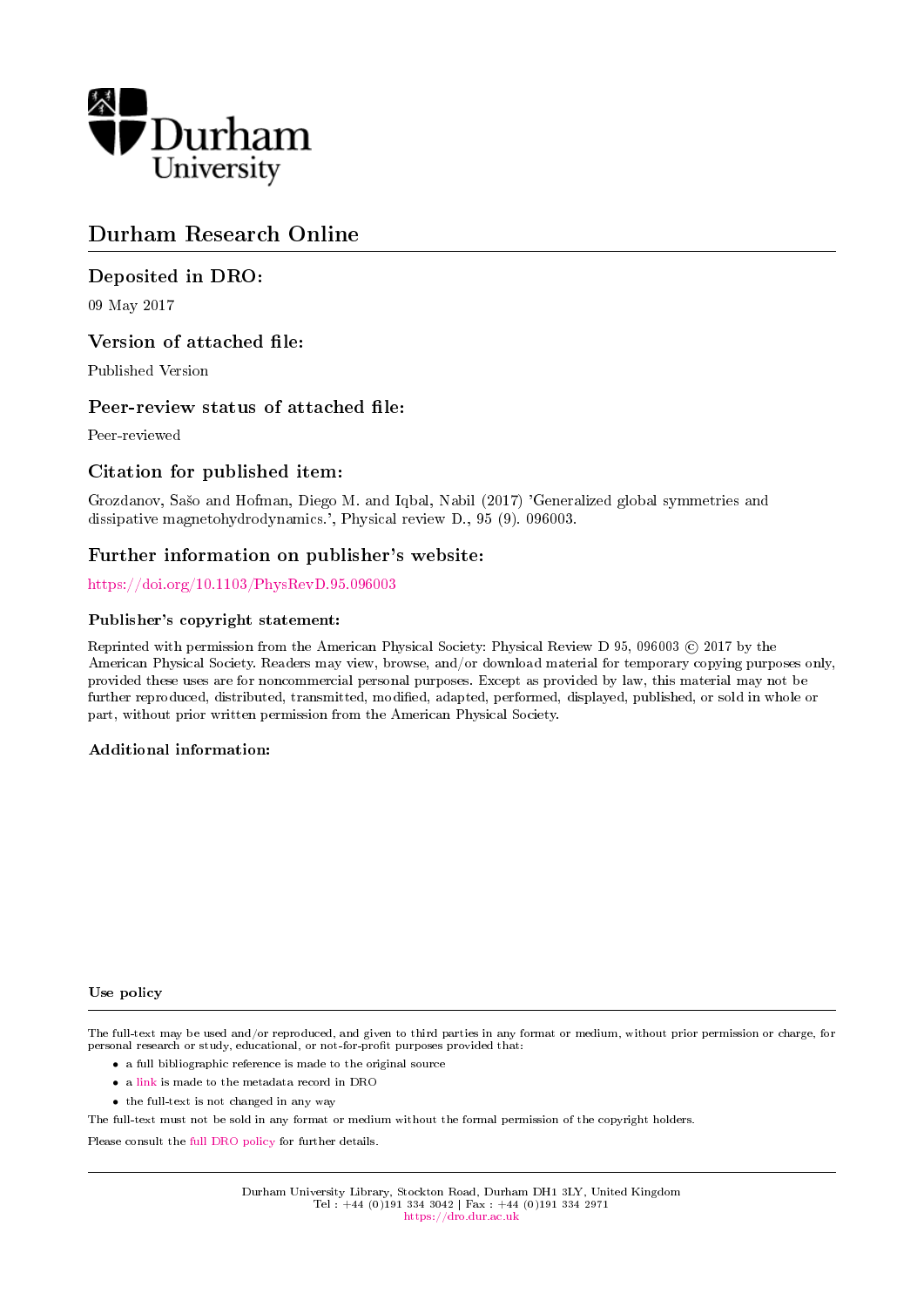Durham University

# Durham Research Online

## Deposited in DRO:

09 May 2017

## Version of attached file:

Published Version

## Peer-review status of attached file:

Peer-reviewed

## Citation for published item:

Grozdanov, Sašo and Hofman, Diego M. and Iqbal, Nabil (2017) 'Generalized global symmetries and dissipative magnetohydrodynamics.', Physical review D., 95 (9). 096003.

## Further information on publisher's website:

https://doi.org/10.1103/PhysRevD.95.096003

### Publisher's copyright statement:

Reprinted with permission from the American Physical Society: Physical Review D 95, 096003 © 2017 by the American Physical Society. Readers may view, browse, and/or download material for temporary copying purposes only, provided these uses are for noncommercial personal purposes. Except as provided by law, this material may not be further reproduced, distributed, transmitted, modified, adapted, performed, displayed, published, or sold in whole or part, without prior written permission from the American Physical Society.

### Additional information:

### Use policy

The full-text may be used and/or reproduced, and given to third parties in any format or medium, without prior permission or charge, for personal research or study, educational, or not-for-profit purposes provided that:

- a full bibliographic reference is made to the original source
- a link is made to the metadata record in DRO
- the full-text is not changed in any way

The full-text must not be sold in any format or medium without the formal permission of the copyright holders.

Please consult the full DRO policy for further details.

Durham University Library, Stockton Road, Durham DH1 3LY, United Kingdom
Tel : +44 (0)191 334 3042 | Fax : +44 (0)191 334 2971
https://dro.dur.ac.uk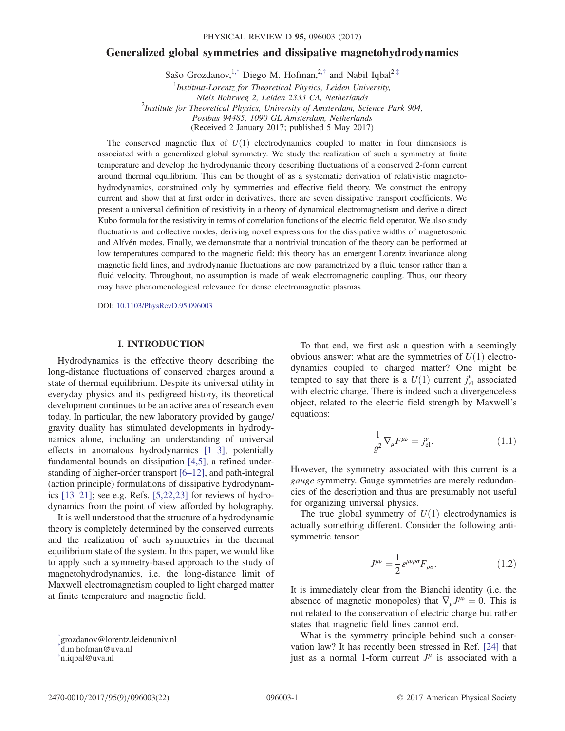# Generalized global symmetries and dissipative magnetohydrodynamics

Sašo Grozdanov,[1,*] Diego M. Hofman,[2,†] and Nabil Iqbal[2,‡]

[1]*Instituut-Lorentz for Theoretical Physics, Leiden University, Niels Bohrweg 2, Leiden 2333 CA, Netherlands*

[2]*Institute for Theoretical Physics, University of Amsterdam, Science Park 904, Postbus 94485, 1090 GL Amsterdam, Netherlands*

(Received 2 January 2017; published 5 May 2017)

The conserved magnetic flux of $U(1)$ electrodynamics coupled to matter in four dimensions is associated with a generalized global symmetry. We study the realization of such a symmetry at finite temperature and develop the hydrodynamic theory describing fluctuations of a conserved 2-form current around thermal equilibrium. This can be thought of as a systematic derivation of relativistic magnetohydrodynamics, constrained only by symmetries and effective field theory. We construct the entropy current and show that at first order in derivatives, there are seven dissipative transport coefficients. We present a universal definition of resistivity in a theory of dynamical electromagnetism and derive a direct Kubo formula for the resistivity in terms of correlation functions of the electric field operator. We also study fluctuations and collective modes, deriving novel expressions for the dissipative widths of magnetosonic and Alfvén modes. Finally, we demonstrate that a nontrivial truncation of the theory can be performed at low temperatures compared to the magnetic field: this theory has an emergent Lorentz invariance along magnetic field lines, and hydrodynamic fluctuations are now parametrized by a fluid tensor rather than a fluid velocity. Throughout, no assumption is made of weak electromagnetic coupling. Thus, our theory may have phenomenological relevance for dense electromagnetic plasmas.

DOI: 10.1103/PhysRevD.95.096003

## I. INTRODUCTION

Hydrodynamics is the effective theory describing the long-distance fluctuations of conserved charges around a state of thermal equilibrium. Despite its universal utility in everyday physics and its pedigreed history, its theoretical development continues to be an active area of research even today. In particular, the new laboratory provided by gauge/gravity duality has stimulated developments in hydrodynamics alone, including an understanding of universal effects in anomalous hydrodynamics [1–3], potentially fundamental bounds on dissipation [4,5], a refined understanding of higher-order transport [6–12], and path-integral (action principle) formulations of dissipative hydrodynamics [13–21]; see e.g. Refs. [5,22,23] for reviews of hydrodynamics from the point of view afforded by holography.

It is well understood that the structure of a hydrodynamic theory is completely determined by the conserved currents and the realization of such symmetries in the thermal equilibrium state of the system. In this paper, we would like to apply such a symmetry-based approach to the study of magnetohydrodynamics, i.e. the long-distance limit of Maxwell electromagnetism coupled to light charged matter at finite temperature and magnetic field.

To that end, we first ask a question with a seemingly obvious answer: what are the symmetries of $U(1)$ electrodynamics coupled to charged matter? One might be tempted to say that there is a $U(1)$ current $j_{\rm el}^{\mu}$ associated with electric charge. There is indeed such a divergenceless object, related to the electric field strength by Maxwell's equations:

$$\frac{1}{g^2}\nabla_\mu F^{\mu\nu} = j^{\nu}_{\rm el}. \tag{1.1}$$

However, the symmetry associated with this current is a *gauge* symmetry. Gauge symmetries are merely redundancies of the description and thus are presumably not useful for organizing universal physics.

The true global symmetry of $U(1)$ electrodynamics is actually something different. Consider the following antisymmetric tensor:

$$J^{\mu\nu} = \frac{1}{2}\epsilon^{\mu\nu\rho\sigma}F_{\rho\sigma}. \tag{1.2}$$

It is immediately clear from the Bianchi identity (i.e. the absence of magnetic monopoles) that $\nabla_\mu J^{\mu\nu} = 0$. This is not related to the conservation of electric charge but rather states that magnetic field lines cannot end.

What is the symmetry principle behind such a conservation law? It has recently been stressed in Ref. [24] that just as a normal 1-form current $J^\mu$ is associated with a

---

*grozdanov@lorentz.leidenuniv.nl
†d.m.hofman@uva.nl
‡n.iqbal@uva.nl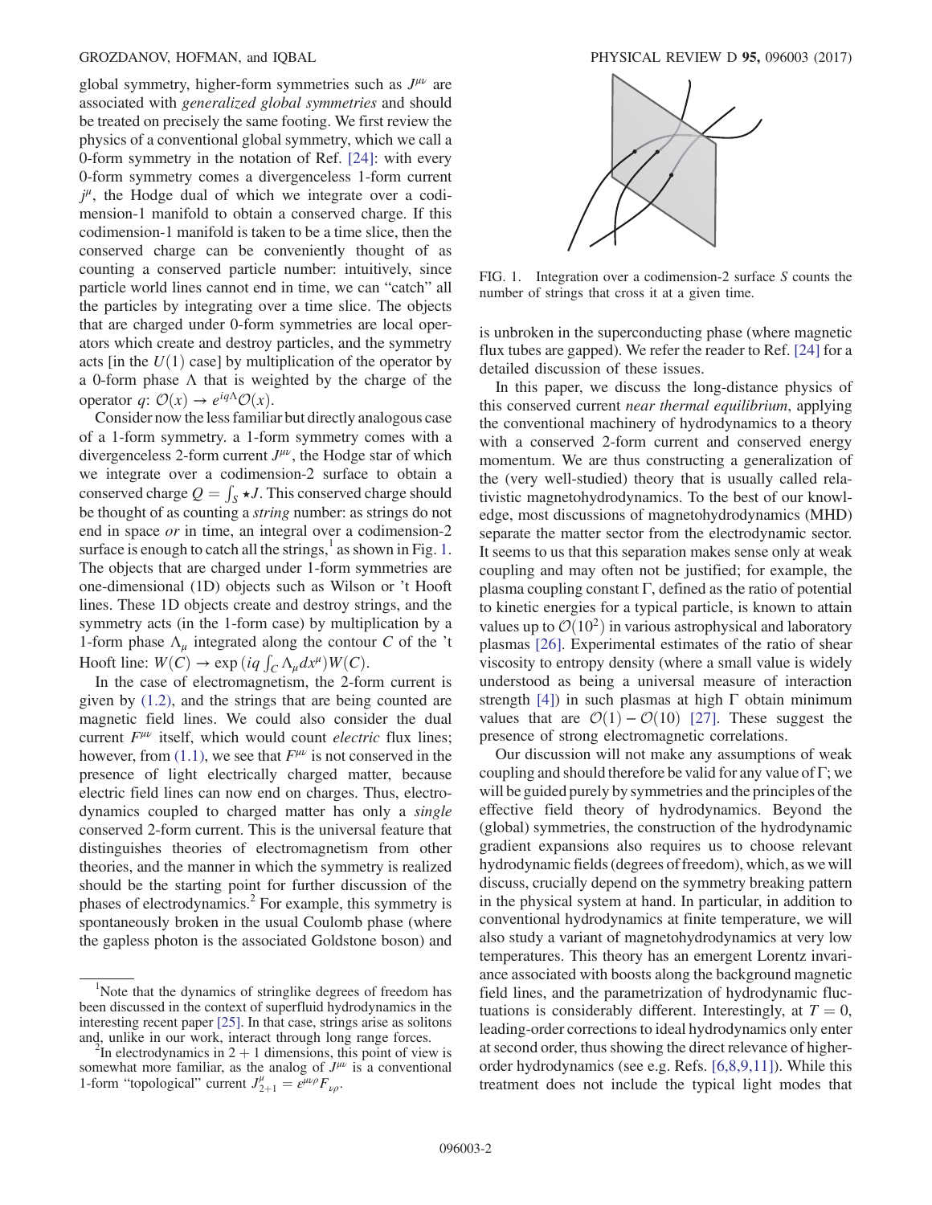global symmetry, higher-form symmetries such as $J^{\mu\nu}$ are associated with *generalized global symmetries* and should be treated on precisely the same footing. We first review the physics of a conventional global symmetry, which we call a 0-form symmetry in the notation of Ref. [24]: with every 0-form symmetry comes a divergenceless 1-form current $j^\mu$, the Hodge dual of which we integrate over a codimension-1 manifold to obtain a conserved charge. If this codimension-1 manifold is taken to be a time slice, then the conserved charge can be conveniently thought of as counting a conserved particle number: intuitively, since particle world lines cannot end in time, we can "catch" all the particles by integrating over a time slice. The objects that are charged under 0-form symmetries are local operators which create and destroy particles, and the symmetry acts [in the $U(1)$ case] by multiplication of the operator by a 0-form phase $\Lambda$ that is weighted by the charge of the operator $q$: $\mathcal{O}(x) \to e^{iq\Lambda}\mathcal{O}(x)$.

Consider now the less familiar but directly analogous case of a 1-form symmetry. a 1-form symmetry comes with a divergenceless 2-form current $J^{\mu\nu}$, the Hodge star of which we integrate over a codimension-2 surface to obtain a conserved charge $Q = \int_S \star J$. This conserved charge should be thought of as counting a *string* number: as strings do not end in space *or* in time, an integral over a codimension-2 surface is enough to catch all the strings,[1] as shown in Fig. 1. The objects that are charged under 1-form symmetries are one-dimensional (1D) objects such as Wilson or 't Hooft lines. These 1D objects create and destroy strings, and the symmetry acts (in the 1-form case) by multiplication by a 1-form phase $\Lambda_\mu$ integrated along the contour $C$ of the 't Hooft line: $W(C) \to \exp(iq \int_C \Lambda_\mu dx^\mu) W(C)$.

In the case of electromagnetism, the 2-form current is given by (1.2), and the strings that are being counted are magnetic field lines. We could also consider the dual current $F^{\mu\nu}$ itself, which would count *electric* flux lines; however, from (1.1), we see that $F^{\mu\nu}$ is not conserved in the presence of light electrically charged matter, because electric field lines can now end on charges. Thus, electrodynamics coupled to charged matter has only a *single* conserved 2-form current. This is the universal feature that distinguishes theories of electromagnetism from other theories, and the manner in which the symmetry is realized should be the starting point for further discussion of the phases of electrodynamics.[2] For example, this symmetry is spontaneously broken in the usual Coulomb phase (where the gapless photon is the associated Goldstone boson) and is unbroken in the superconducting phase (where magnetic flux tubes are gapped). We refer the reader to Ref. [24] for a detailed discussion of these issues.

FIG. 1. Integration over a codimension-2 surface $S$ counts the number of strings that cross it at a given time.

In this paper, we discuss the long-distance physics of this conserved current *near thermal equilibrium*, applying the conventional machinery of hydrodynamics to a theory with a conserved 2-form current and conserved energy momentum. We are thus constructing a generalization of the (very well-studied) theory that is usually called relativistic magnetohydrodynamics. To the best of our knowledge, most discussions of magnetohydrodynamics (MHD) separate the matter sector from the electrodynamic sector. It seems to us that this separation makes sense only at weak coupling and may often not be justified; for example, the plasma coupling constant $\Gamma$, defined as the ratio of potential to kinetic energies for a typical particle, is known to attain values up to $\mathcal{O}(10^2)$ in various astrophysical and laboratory plasmas [26]. Experimental estimates of the ratio of shear viscosity to entropy density (where a small value is widely understood as being a universal measure of interaction strength [4]) in such plasmas at high $\Gamma$ obtain minimum values that are $\mathcal{O}(1) - \mathcal{O}(10)$ [27]. These suggest the presence of strong electromagnetic correlations.

Our discussion will not make any assumptions of weak coupling and should therefore be valid for any value of $\Gamma$; we will be guided purely by symmetries and the principles of the effective field theory of hydrodynamics. Beyond the (global) symmetries, the construction of the hydrodynamic gradient expansions also requires us to choose relevant hydrodynamic fields (degrees of freedom), which, as we will discuss, crucially depend on the symmetry breaking pattern in the physical system at hand. In particular, in addition to conventional hydrodynamics at finite temperature, we will also study a variant of magnetohydrodynamics at very low temperatures. This theory has an emergent Lorentz invariance associated with boosts along the background magnetic field lines, and the parametrization of hydrodynamic fluctuations is considerably different. Interestingly, at $T = 0$, leading-order corrections to ideal hydrodynamics only enter at second order, thus showing the direct relevance of higher-order hydrodynamics (see e.g. Refs. [6,8,9,11]). While this treatment does not include the typical light modes that

[1] Note that the dynamics of stringlike degrees of freedom has been discussed in the context of superfluid hydrodynamics in the interesting recent paper [25]. In that case, strings arise as solitons and, unlike in our work, interact through long range forces.

[2] In electrodynamics in $2+1$ dimensions, this point of view is somewhat more familiar, as the analog of $J^{\mu\nu}$ is a conventional 1-form "topological" current $J^\mu_{2+1} = \epsilon^{\mu\nu\rho} F_{\nu\rho}$.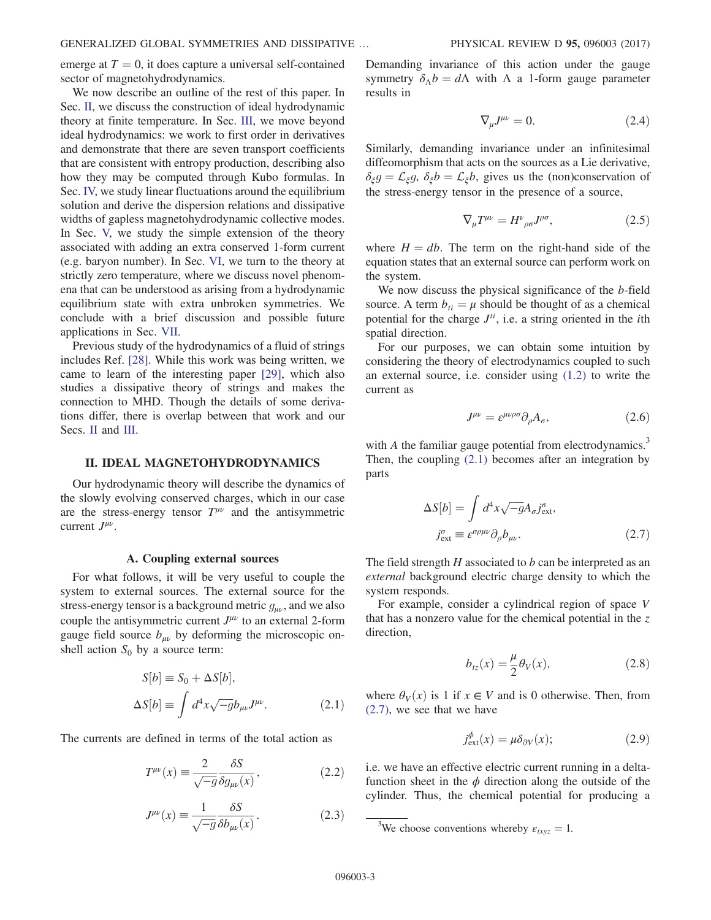emerge at $T = 0$, it does capture a universal self-contained sector of magnetohydrodynamics.

We now describe an outline of the rest of this paper. In Sec. II, we discuss the construction of ideal hydrodynamic theory at finite temperature. In Sec. III, we move beyond ideal hydrodynamics: we work to first order in derivatives and demonstrate that there are seven transport coefficients that are consistent with entropy production, describing also how they may be computed through Kubo formulas. In Sec. IV, we study linear fluctuations around the equilibrium solution and derive the dispersion relations and dissipative widths of gapless magnetohydrodynamic collective modes. In Sec. V, we study the simple extension of the theory associated with adding an extra conserved 1-form current (e.g. baryon number). In Sec. VI, we turn to the theory at strictly zero temperature, where we discuss novel phenomena that can be understood as arising from a hydrodynamic equilibrium state with extra unbroken symmetries. We conclude with a brief discussion and possible future applications in Sec. VII.

Previous study of the hydrodynamics of a fluid of strings includes Ref. [28]. While this work was being written, we came to learn of the interesting paper [29], which also studies a dissipative theory of strings and makes the connection to MHD. Though the details of some derivations differ, there is overlap between that work and our Secs. II and III.

## II. IDEAL MAGNETOHYDRODYNAMICS

Our hydrodynamic theory will describe the dynamics of the slowly evolving conserved charges, which in our case are the stress-energy tensor $T^{\mu\nu}$ and the antisymmetric current $J^{\mu\nu}$.

### A. Coupling external sources

For what follows, it will be very useful to couple the system to external sources. The external source for the stress-energy tensor is a background metric $g_{\mu\nu}$, and we also couple the antisymmetric current $J^{\mu\nu}$ to an external 2-form gauge field source $b_{\mu\nu}$ by deforming the microscopic on-shell action $S_0$ by a source term:

$$S[b] \equiv S_0 + \Delta S[b],$$
$$\Delta S[b] \equiv \int d^4x\sqrt{-g}\, b_{\mu\nu}J^{\mu\nu}. \tag{2.1}$$

The currents are defined in terms of the total action as

$$T^{\mu\nu}(x) \equiv \frac{2}{\sqrt{-g}}\frac{\delta S}{\delta g_{\mu\nu}(x)}, \tag{2.2}$$

$$J^{\mu\nu}(x) \equiv \frac{1}{\sqrt{-g}}\frac{\delta S}{\delta b_{\mu\nu}(x)}. \tag{2.3}$$

Demanding invariance of this action under the gauge symmetry $\delta_\Lambda b = d\Lambda$ with $\Lambda$ a 1-form gauge parameter results in

$$\nabla_\mu J^{\mu\nu} = 0. \tag{2.4}$$

Similarly, demanding invariance under an infinitesimal diffeomorphism that acts on the sources as a Lie derivative, $\delta_\xi g = \mathcal{L}_\xi g$, $\delta_\xi b = \mathcal{L}_\xi b$, gives us the (non)conservation of the stress-energy tensor in the presence of a source,

$$\nabla_\mu T^{\mu\nu} = H^\nu{}_{\rho\sigma}J^{\rho\sigma}, \tag{2.5}$$

where $H = db$. The term on the right-hand side of the equation states that an external source can perform work on the system.

We now discuss the physical significance of the $b$-field source. A term $b_{ti} = \mu$ should be thought of as a chemical potential for the charge $J^{ti}$, i.e. a string oriented in the $i$th spatial direction.

For our purposes, we can obtain some intuition by considering the theory of electrodynamics coupled to such an external source, i.e. consider using (1.2) to write the current as

$$J^{\mu\nu} = \varepsilon^{\mu\nu\rho\sigma}\partial_\rho A_\sigma, \tag{2.6}$$

with $A$ the familiar gauge potential from electrodynamics.[3] Then, the coupling (2.1) becomes after an integration by parts

$$\Delta S[b] = \int d^4x\sqrt{-g}A_\sigma j^\sigma_{\text{ext}},$$
$$j^\sigma_{\text{ext}} \equiv \varepsilon^{\sigma\rho\mu\nu}\partial_\rho b_{\mu\nu}. \tag{2.7}$$

The field strength $H$ associated to $b$ can be interpreted as an *external* background electric charge density to which the system responds.

For example, consider a cylindrical region of space $V$ that has a nonzero value for the chemical potential in the $z$ direction,

$$b_{tz}(x) = \frac{\mu}{2}\theta_V(x), \tag{2.8}$$

where $\theta_V(x)$ is 1 if $x \in V$ and is 0 otherwise. Then, from (2.7), we see that we have

$$j^\phi_{\text{ext}}(x) = \mu\delta_{\partial V}(x); \tag{2.9}$$

i.e. we have an effective electric current running in a delta-function sheet in the $\phi$ direction along the outside of the cylinder. Thus, the chemical potential for producing a

[3] We choose conventions whereby $\varepsilon_{txyz} = 1$.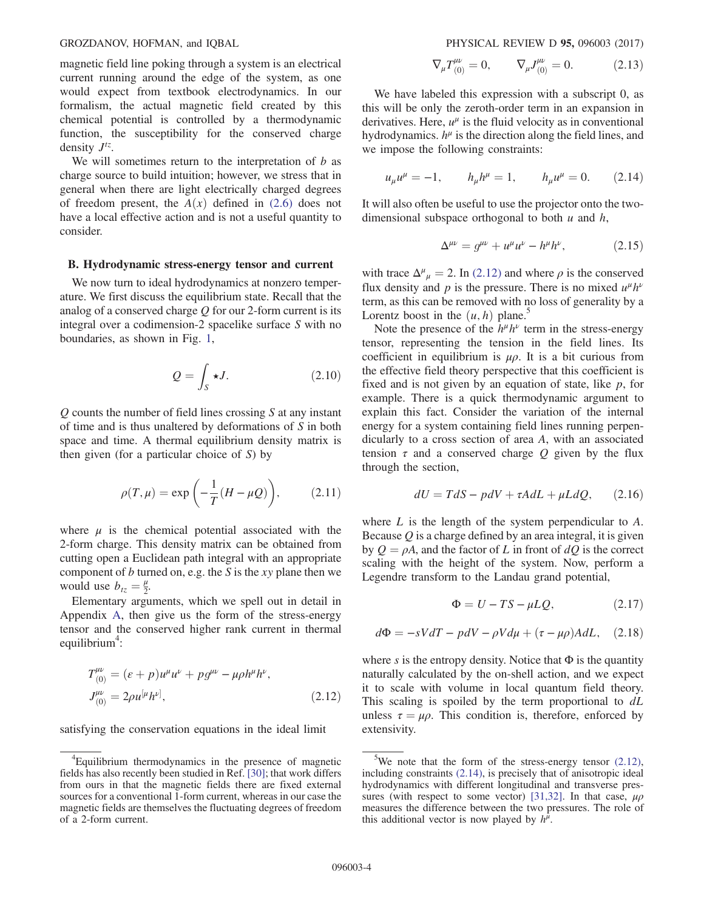magnetic field line poking through a system is an electrical current running around the edge of the system, as one would expect from textbook electrodynamics. In our formalism, the actual magnetic field created by this chemical potential is controlled by a thermodynamic function, the susceptibility for the conserved charge density $J^{tz}$.

We will sometimes return to the interpretation of $b$ as charge source to build intuition; however, we stress that in general when there are light electrically charged degrees of freedom present, the $A(x)$ defined in (2.6) does not have a local effective action and is not a useful quantity to consider.

### B. Hydrodynamic stress-energy tensor and current

We now turn to ideal hydrodynamics at nonzero temperature. We first discuss the equilibrium state. Recall that the analog of a conserved charge $Q$ for our 2-form current is its integral over a codimension-2 spacelike surface $S$ with no boundaries, as shown in Fig. 1,

$$Q = \int_S \star J. \qquad (2.10)$$

$Q$ counts the number of field lines crossing $S$ at any instant of time and is thus unaltered by deformations of $S$ in both space and time. A thermal equilibrium density matrix is then given (for a particular choice of $S$) by

$$\rho(T,\mu) = \exp\left(-\frac{1}{T}(H - \mu Q)\right), \qquad (2.11)$$

where $\mu$ is the chemical potential associated with the 2-form charge. This density matrix can be obtained from cutting open a Euclidean path integral with an appropriate component of $b$ turned on, e.g. the $S$ is the $xy$ plane then we would use $b_{tz} = \frac{\mu}{2}$.

Elementary arguments, which we spell out in detail in Appendix A, then give us the form of the stress-energy tensor and the conserved higher rank current in thermal equilibrium[4]:

$$T^{\mu\nu}_{(0)} = (\varepsilon + p)u^\mu u^\nu + p g^{\mu\nu} - \mu\rho h^\mu h^\nu,$$
$$J^{\mu\nu}_{(0)} = 2\rho u^{[\mu} h^{\nu]}, \qquad (2.12)$$

satisfying the conservation equations in the ideal limit

$$\nabla_\mu T^{\mu\nu}_{(0)} = 0, \qquad \nabla_\mu J^{\mu\nu}_{(0)} = 0. \qquad (2.13)$$

We have labeled this expression with a subscript 0, as this will be only the zeroth-order term in an expansion in derivatives. Here, $u^\mu$ is the fluid velocity as in conventional hydrodynamics. $h^\mu$ is the direction along the field lines, and we impose the following constraints:

$$u_\mu u^\mu = -1, \qquad h_\mu h^\mu = 1, \qquad h_\mu u^\mu = 0. \qquad (2.14)$$

It will also often be useful to use the projector onto the two-dimensional subspace orthogonal to both $u$ and $h$,

$$\Delta^{\mu\nu} = g^{\mu\nu} + u^\mu u^\nu - h^\mu h^\nu, \qquad (2.15)$$

with trace $\Delta^\mu{}_\mu = 2$. In (2.12) and where $\rho$ is the conserved flux density and $p$ is the pressure. There is no mixed $u^\mu h^\nu$ term, as this can be removed with no loss of generality by a Lorentz boost in the $(u,h)$ plane.[5]

Note the presence of the $h^\mu h^\nu$ term in the stress-energy tensor, representing the tension in the field lines. Its coefficient in equilibrium is $\mu\rho$. It is a bit curious from the effective field theory perspective that this coefficient is fixed and is not given by an equation of state, like $p$, for example. There is a quick thermodynamic argument to explain this fact. Consider the variation of the internal energy for a system containing field lines running perpendicularly to a cross section of area $A$, with an associated tension $\tau$ and a conserved charge $Q$ given by the flux through the section,

$$dU = TdS - pdV + \tau A dL + \mu L dQ, \qquad (2.16)$$

where $L$ is the length of the system perpendicular to $A$. Because $Q$ is a charge defined by an area integral, it is given by $Q = \rho A$, and the factor of $L$ in front of $dQ$ is the correct scaling with the height of the system. Now, perform a Legendre transform to the Landau grand potential,

$$\Phi = U - TS - \mu L Q, \qquad (2.17)$$

$$d\Phi = -sVdT - pdV - \rho V d\mu + (\tau - \mu\rho)AdL, \qquad (2.18)$$

where $s$ is the entropy density. Notice that $\Phi$ is the quantity naturally calculated by the on-shell action, and we expect it to scale with volume in local quantum field theory. This scaling is spoiled by the term proportional to $dL$ unless $\tau = \mu\rho$. This condition is, therefore, enforced by extensivity.

---

[4]Equilibrium thermodynamics in the presence of magnetic fields has also recently been studied in Ref. [30]; that work differs from ours in that the magnetic fields there are fixed external sources for a conventional 1-form current, whereas in our case the magnetic fields are themselves the fluctuating degrees of freedom of a 2-form current.

[5]We note that the form of the stress-energy tensor (2.12), including constraints (2.14), is precisely that of anisotropic ideal hydrodynamics with different longitudinal and transverse pressures (with respect to some vector) [31,32]. In that case, $\mu\rho$ measures the difference between the two pressures. The role of this additional vector is now played by $h^\mu$.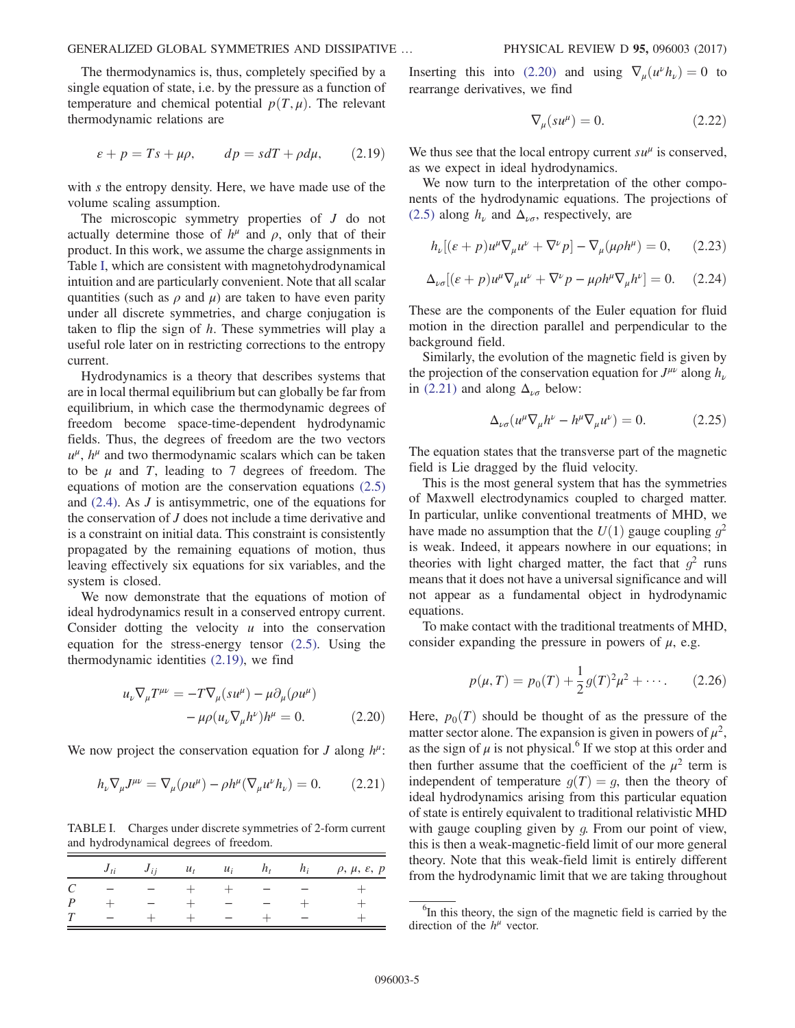The thermodynamics is, thus, completely specified by a single equation of state, i.e. by the pressure as a function of temperature and chemical potential $p(T,\mu)$. The relevant thermodynamic relations are

$$\varepsilon + p = Ts + \mu\rho, \qquad dp = s dT + \rho d\mu, \tag{2.19}$$

with $s$ the entropy density. Here, we have made use of the volume scaling assumption.

The microscopic symmetry properties of $J$ do not actually determine those of $h^\mu$ and $\rho$, only that of their product. In this work, we assume the charge assignments in Table I, which are consistent with magnetohydrodynamical intuition and are particularly convenient. Note that all scalar quantities (such as $\rho$ and $\mu$) are taken to have even parity under all discrete symmetries, and charge conjugation is taken to flip the sign of $h$. These symmetries will play a useful role later on in restricting corrections to the entropy current.

Hydrodynamics is a theory that describes systems that are in local thermal equilibrium but can globally be far from equilibrium, in which case the thermodynamic degrees of freedom become space-time-dependent hydrodynamic fields. Thus, the degrees of freedom are the two vectors $u^\mu$, $h^\mu$ and two thermodynamic scalars which can be taken to be $\mu$ and $T$, leading to 7 degrees of freedom. The equations of motion are the conservation equations (2.5) and (2.4). As $J$ is antisymmetric, one of the equations for the conservation of $J$ does not include a time derivative and is a constraint on initial data. This constraint is consistently propagated by the remaining equations of motion, thus leaving effectively six equations for six variables, and the system is closed.

We now demonstrate that the equations of motion of ideal hydrodynamics result in a conserved entropy current. Consider dotting the velocity $u$ into the conservation equation for the stress-energy tensor (2.5). Using the thermodynamic identities (2.19), we find

$$u_\nu \nabla_\mu T^{\mu\nu} = -T\nabla_\mu(su^\mu) - \mu\partial_\mu(\rho u^\mu) - \mu\rho(u_\nu \nabla_\mu h^\nu)h^\mu = 0. \tag{2.20}$$

We now project the conservation equation for $J$ along $h^\mu$:

$$h_\nu \nabla_\mu J^{\mu\nu} = \nabla_\mu(\rho u^\mu) - \rho h^\mu(\nabla_\mu u^\nu h_\nu) = 0. \tag{2.21}$$

TABLE I. Charges under discrete symmetries of 2-form current and hydrodynamical degrees of freedom.

| | $J_{ti}$ | $J_{ij}$ | $u_t$ | $u_i$ | $h_t$ | $h_i$ | $\rho$, $\mu$, $\varepsilon$, $p$ |
|---|---|---|---|---|---|---|---|
| $C$ | $-$ | $-$ | $+$ | $+$ | $-$ | $-$ | $+$ |
| $P$ | $+$ | $-$ | $+$ | $-$ | $-$ | $+$ | $+$ |
| $T$ | $-$ | $+$ | $+$ | $-$ | $+$ | $-$ | $+$ |

Inserting this into (2.20) and using $\nabla_\mu(u^\nu h_\nu) = 0$ to rearrange derivatives, we find

$$\nabla_\mu(su^\mu) = 0. \tag{2.22}$$

We thus see that the local entropy current $su^\mu$ is conserved, as we expect in ideal hydrodynamics.

We now turn to the interpretation of the other components of the hydrodynamic equations. The projections of (2.5) along $h_\nu$ and $\Delta_{\nu\sigma}$, respectively, are

$$h_\nu[(\varepsilon + p)u^\mu \nabla_\mu u^\nu + \nabla^\nu p] - \nabla_\mu(\mu\rho h^\mu) = 0, \tag{2.23}$$

$$\Delta_{\nu\sigma}[(\varepsilon + p)u^\mu \nabla_\mu u^\nu + \nabla^\nu p - \mu\rho h^\mu \nabla_\mu h^\nu] = 0. \tag{2.24}$$

These are the components of the Euler equation for fluid motion in the direction parallel and perpendicular to the background field.

Similarly, the evolution of the magnetic field is given by the projection of the conservation equation for $J^{\mu\nu}$ along $h_\nu$ in (2.21) and along $\Delta_{\nu\sigma}$ below:

$$\Delta_{\nu\sigma}(u^\mu \nabla_\mu h^\nu - h^\mu \nabla_\mu u^\nu) = 0. \tag{2.25}$$

The equation states that the transverse part of the magnetic field is Lie dragged by the fluid velocity.

This is the most general system that has the symmetries of Maxwell electrodynamics coupled to charged matter. In particular, unlike conventional treatments of MHD, we have made no assumption that the $U(1)$ gauge coupling $g^2$ is weak. Indeed, it appears nowhere in our equations; in theories with light charged matter, the fact that $g^2$ runs means that it does not have a universal significance and will not appear as a fundamental object in hydrodynamic equations.

To make contact with the traditional treatments of MHD, consider expanding the pressure in powers of $\mu$, e.g.

$$p(\mu, T) = p_0(T) + \frac{1}{2}g(T)^2\mu^2 + \cdots. \tag{2.26}$$

Here, $p_0(T)$ should be thought of as the pressure of the matter sector alone. The expansion is given in powers of $\mu^2$, as the sign of $\mu$ is not physical.[6] If we stop at this order and then further assume that the coefficient of the $\mu^2$ term is independent of temperature $g(T) = g$, then the theory of ideal hydrodynamics arising from this particular equation of state is entirely equivalent to traditional relativistic MHD with gauge coupling given by $g$. From our point of view, this is then a weak-magnetic-field limit of our more general theory. Note that this weak-field limit is entirely different from the hydrodynamic limit that we are taking throughout

[6] In this theory, the sign of the magnetic field is carried by the direction of the $h^\mu$ vector.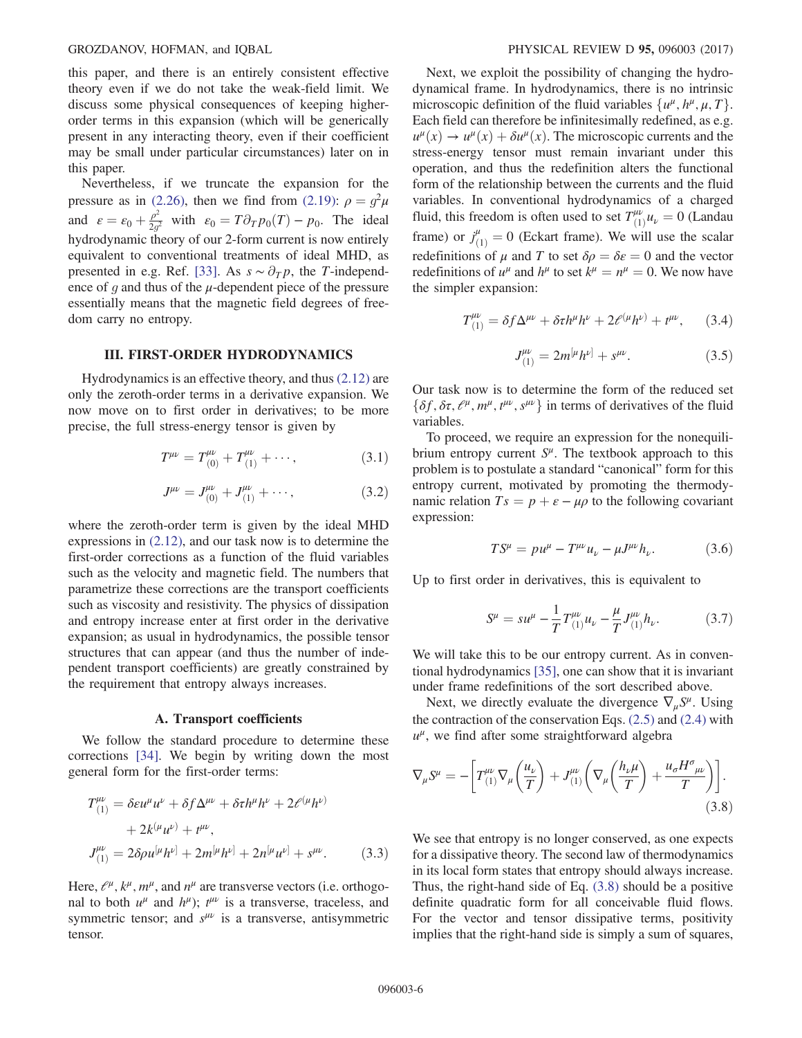this paper, and there is an entirely consistent effective theory even if we do not take the weak-field limit. We discuss some physical consequences of keeping higher-order terms in this expansion (which will be generically present in any interacting theory, even if their coefficient may be small under particular circumstances) later on in this paper.

Nevertheless, if we truncate the expansion for the pressure as in (2.26), then we find from (2.19): $\rho = g^2\mu$ and $\varepsilon = \varepsilon_0 + \frac{\rho^2}{2g^2}$ with $\varepsilon_0 = T\partial_T p_0(T) - p_0$. The ideal hydrodynamic theory of our 2-form current is now entirely equivalent to conventional treatments of ideal MHD, as presented in e.g. Ref. [33]. As $s \sim \partial_T p$, the $T$-independence of $g$ and thus of the $\mu$-dependent piece of the pressure essentially means that the magnetic field degrees of freedom carry no entropy.

## III. FIRST-ORDER HYDRODYNAMICS

Hydrodynamics is an effective theory, and thus (2.12) are only the zeroth-order terms in a derivative expansion. We now move on to first order in derivatives; to be more precise, the full stress-energy tensor is given by

$$T^{\mu\nu} = T^{\mu\nu}_{(0)} + T^{\mu\nu}_{(1)} + \cdots, \tag{3.1}$$

$$J^{\mu\nu} = J^{\mu\nu}_{(0)} + J^{\mu\nu}_{(1)} + \cdots, \tag{3.2}$$

where the zeroth-order term is given by the ideal MHD expressions in (2.12), and our task now is to determine the first-order corrections as a function of the fluid variables such as the velocity and magnetic field. The numbers that parametrize these corrections are the transport coefficients such as viscosity and resistivity. The physics of dissipation and entropy increase enter at first order in the derivative expansion; as usual in hydrodynamics, the possible tensor structures that can appear (and thus the number of independent transport coefficients) are greatly constrained by the requirement that entropy always increases.

### A. Transport coefficients

We follow the standard procedure to determine these corrections [34]. We begin by writing down the most general form for the first-order terms:

$$\begin{aligned} T^{\mu\nu}_{(1)} &= \delta\varepsilon u^\mu u^\nu + \delta f \Delta^{\mu\nu} + \delta\tau h^\mu h^\nu + 2\ell^{(\mu}h^{\nu)} \\ &\quad + 2k^{(\mu}u^{\nu)} + t^{\mu\nu}, \\ J^{\mu\nu}_{(1)} &= 2\delta\rho u^{[\mu}h^{\nu]} + 2m^{[\mu}h^{\nu]} + 2n^{[\mu}u^{\nu]} + s^{\mu\nu}. \end{aligned} \tag{3.3}$$

Here, $\ell^\mu$, $k^\mu$, $m^\mu$, and $n^\mu$ are transverse vectors (i.e. orthogonal to both $u^\mu$ and $h^\mu$); $t^{\mu\nu}$ is a transverse, traceless, and symmetric tensor; and $s^{\mu\nu}$ is a transverse, antisymmetric tensor.

Next, we exploit the possibility of changing the hydrodynamical frame. In hydrodynamics, there is no intrinsic microscopic definition of the fluid variables $\{u^\mu, h^\mu, \mu, T\}$. Each field can therefore be infinitesimally redefined, as e.g. $u^\mu(x) \to u^\mu(x) + \delta u^\mu(x)$. The microscopic currents and the stress-energy tensor must remain invariant under this operation, and thus the redefinition alters the functional form of the relationship between the currents and the fluid variables. In conventional hydrodynamics of a charged fluid, this freedom is often used to set $T^{\mu\nu}_{(1)}u_\nu = 0$ (Landau frame) or $j^\mu_{(1)} = 0$ (Eckart frame). We will use the scalar redefinitions of $\mu$ and $T$ to set $\delta\rho = \delta\varepsilon = 0$ and the vector redefinitions of $u^\mu$ and $h^\mu$ to set $k^\mu = n^\mu = 0$. We now have the simpler expansion:

$$T^{\mu\nu}_{(1)} = \delta f \Delta^{\mu\nu} + \delta\tau h^\mu h^\nu + 2\ell^{(\mu}h^{\nu)} + t^{\mu\nu}, \tag{3.4}$$

$$J^{\mu\nu}_{(1)} = 2m^{[\mu}h^{\nu]} + s^{\mu\nu}. \tag{3.5}$$

Our task now is to determine the form of the reduced set $\{\delta f, \delta\tau, \ell^\mu, m^\mu, t^{\mu\nu}, s^{\mu\nu}\}$ in terms of derivatives of the fluid variables.

To proceed, we require an expression for the nonequilibrium entropy current $S^\mu$. The textbook approach to this problem is to postulate a standard "canonical" form for this entropy current, motivated by promoting the thermodynamic relation $Ts = p + \varepsilon - \mu\rho$ to the following covariant expression:

$$TS^\mu = pu^\mu - T^{\mu\nu}u_\nu - \mu J^{\mu\nu}h_\nu. \tag{3.6}$$

Up to first order in derivatives, this is equivalent to

$$S^\mu = su^\mu - \frac{1}{T}T^{\mu\nu}_{(1)}u_\nu - \frac{\mu}{T}J^{\mu\nu}_{(1)}h_\nu. \tag{3.7}$$

We will take this to be our entropy current. As in conventional hydrodynamics [35], one can show that it is invariant under frame redefinitions of the sort described above.

Next, we directly evaluate the divergence $\nabla_\mu S^\mu$. Using the contraction of the conservation Eqs. (2.5) and (2.4) with $u^\mu$, we find after some straightforward algebra

$$\nabla_\mu S^\mu = -\left[T^{\mu\nu}_{(1)}\nabla_\mu\left(\frac{u_\nu}{T}\right) + J^{\mu\nu}_{(1)}\left(\nabla_\mu\left(\frac{h_\nu\mu}{T}\right) + \frac{u_\sigma H^\sigma{}_{\mu\nu}}{T}\right)\right]. \tag{3.8}$$

We see that entropy is no longer conserved, as one expects for a dissipative theory. The second law of thermodynamics in its local form states that entropy should always increase. Thus, the right-hand side of Eq. (3.8) should be a positive definite quadratic form for all conceivable fluid flows. For the vector and tensor dissipative terms, positivity implies that the right-hand side is simply a sum of squares,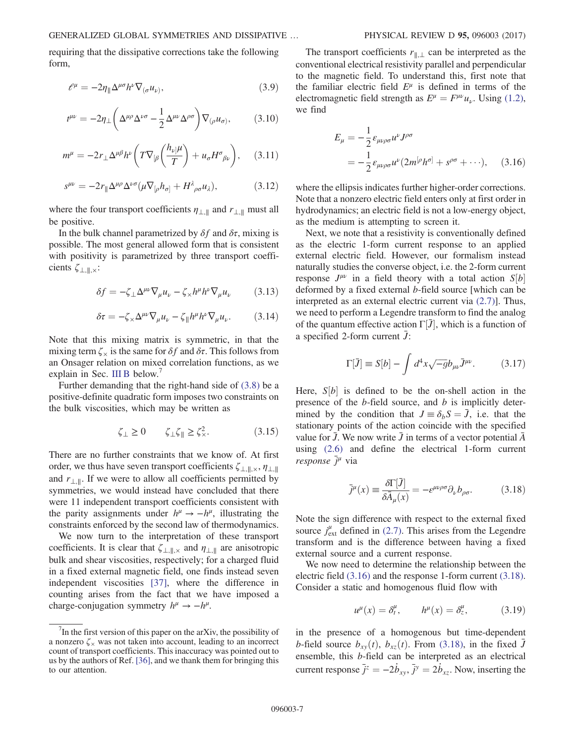requiring that the dissipative corrections take the following form,

$$\ell^\mu = -2\eta_\parallel \Delta^{\mu\sigma} h^\nu \nabla_{(\sigma} u_{\nu)}, \tag{3.9}$$

$$t^{\mu\nu} = -2\eta_\perp \left( \Delta^{\mu\rho}\Delta^{\nu\sigma} - \frac{1}{2}\Delta^{\mu\nu}\Delta^{\rho\sigma} \right) \nabla_{(\rho} u_{\sigma)}, \tag{3.10}$$

$$m^\mu = -2r_\perp \Delta^{\mu\beta} h^\nu \left( T\nabla_{[\beta}\left(\frac{h_{\nu]}\mu}{T}\right) + u_\sigma H^\sigma{}_{\beta\nu} \right), \tag{3.11}$$

$$s^{\mu\nu} = -2r_\parallel \Delta^{\mu\rho}\Delta^{\nu\sigma}(\mu\nabla_{[\rho} h_{\sigma]} + H^\lambda{}_{\rho\sigma} u_\lambda), \tag{3.12}$$

where the four transport coefficients $\eta_{\perp,\parallel}$ and $r_{\perp,\parallel}$ must all be positive.

In the bulk channel parametrized by $\delta f$ and $\delta\tau$, mixing is possible. The most general allowed form that is consistent with positivity is parametrized by three transport coefficients $\zeta_{\perp,\parallel,\times}$:

$$\delta f = -\zeta_\perp \Delta^{\mu\nu}\nabla_\mu u_\nu - \zeta_\times h^\mu h^\nu \nabla_\mu u_\nu \tag{3.13}$$

$$\delta\tau = -\zeta_\times \Delta^{\mu\nu}\nabla_\mu u_\nu - \zeta_\parallel h^\mu h^\nu \nabla_\mu u_\nu. \tag{3.14}$$

Note that this mixing matrix is symmetric, in that the mixing term $\zeta_\times$ is the same for $\delta f$ and $\delta\tau$. This follows from an Onsager relation on mixed correlation functions, as we explain in Sec. III B below.[7]

Further demanding that the right-hand side of (3.8) be a positive-definite quadratic form imposes two constraints on the bulk viscosities, which may be written as

$$\zeta_\perp \geq 0 \qquad \zeta_\perp \zeta_\parallel \geq \zeta_\times^2. \tag{3.15}$$

There are no further constraints that we know of. At first order, we thus have seven transport coefficients $\zeta_{\perp,\parallel,\times}$, $\eta_{\perp,\parallel}$ and $r_{\perp,\parallel}$. If we were to allow all coefficients permitted by symmetries, we would instead have concluded that there were 11 independent transport coefficients consistent with the parity assignments under $h^\mu \to -h^\mu$, illustrating the constraints enforced by the second law of thermodynamics.

We now turn to the interpretation of these transport coefficients. It is clear that $\zeta_{\perp,\parallel,\times}$ and $\eta_{\perp,\parallel}$ are anisotropic bulk and shear viscosities, respectively; for a charged fluid in a fixed external magnetic field, one finds instead seven independent viscosities [37], where the difference in counting arises from the fact that we have imposed a charge-conjugation symmetry $h^\mu \to -h^\mu$.

The transport coefficients $r_{\parallel,\perp}$ can be interpreted as the conventional electrical resistivity parallel and perpendicular to the magnetic field. To understand this, first note that the familiar electric field $E^\mu$ is defined in terms of the electromagnetic field strength as $E^\mu = F^{\mu\nu}u_\nu$. Using (1.2), we find

$$\begin{aligned} E_\mu &= -\frac{1}{2}\varepsilon_{\mu\nu\rho\sigma}u^\nu J^{\rho\sigma} \\ &= -\frac{1}{2}\varepsilon_{\mu\nu\rho\sigma}u^\nu(2m^{[\rho}h^{\sigma]} + s^{\rho\sigma} + \cdots), \end{aligned} \tag{3.16}$$

where the ellipsis indicates further higher-order corrections. Note that a nonzero electric field enters only at first order in hydrodynamics; an electric field is not a low-energy object, as the medium is attempting to screen it.

Next, we note that a resistivity is conventionally defined as the electric 1-form current response to an applied external electric field. However, our formalism instead naturally studies the converse object, i.e. the 2-form current response $J^{\mu\nu}$ in a field theory with a total action $S[b]$ deformed by a fixed external $b$-field source [which can be interpreted as an external electric current via (2.7)]. Thus, we need to perform a Legendre transform to find the analog of the quantum effective action $\Gamma[\bar{J}]$, which is a function of a specified 2-form current $\bar{J}$:

$$\Gamma[\bar{J}] \equiv S[b] - \int d^4x\sqrt{-g}\, b_{\mu\nu}\bar{J}^{\mu\nu}. \tag{3.17}$$

Here, $S[b]$ is defined to be the on-shell action in the presence of the $b$-field source, and $b$ is implicitly determined by the condition that $J \equiv \delta_b S = \bar{J}$, i.e. that the stationary points of the action coincide with the specified value for $\bar{J}$. We now write $\bar{J}$ in terms of a vector potential $\bar{A}$ using (2.6) and define the electrical 1-form current *response* $\bar{j}^\mu$ via

$$\bar{j}^\mu(x) \equiv \frac{\delta\Gamma[\bar{J}]}{\delta\bar{A}_\mu(x)} = -\varepsilon^{\mu\nu\rho\sigma}\partial_\nu b_{\rho\sigma}. \tag{3.18}$$

Note the sign difference with respect to the external fixed source $j^\mu_{\text{ext}}$ defined in (2.7). This arises from the Legendre transform and is the difference between having a fixed external source and a current response.

We now need to determine the relationship between the electric field (3.16) and the response 1-form current (3.18). Consider a static and homogenous fluid flow with

$$u^\mu(x) = \delta^\mu_t, \qquad h^\mu(x) = \delta^\mu_z, \tag{3.19}$$

in the presence of a homogenous but time-dependent $b$-field source $b_{xy}(t)$, $b_{xz}(t)$. From (3.18), in the fixed $\bar{J}$ ensemble, this $b$-field can be interpreted as an electrical current response $\bar{j}^z = -2\dot{b}_{xy}$, $\bar{j}^y = 2\dot{b}_{xz}$. Now, inserting the

[7] In the first version of this paper on the arXiv, the possibility of a nonzero $\zeta_\times$ was not taken into account, leading to an incorrect count of transport coefficients. This inaccuracy was pointed out to us by the authors of Ref. [36], and we thank them for bringing this to our attention.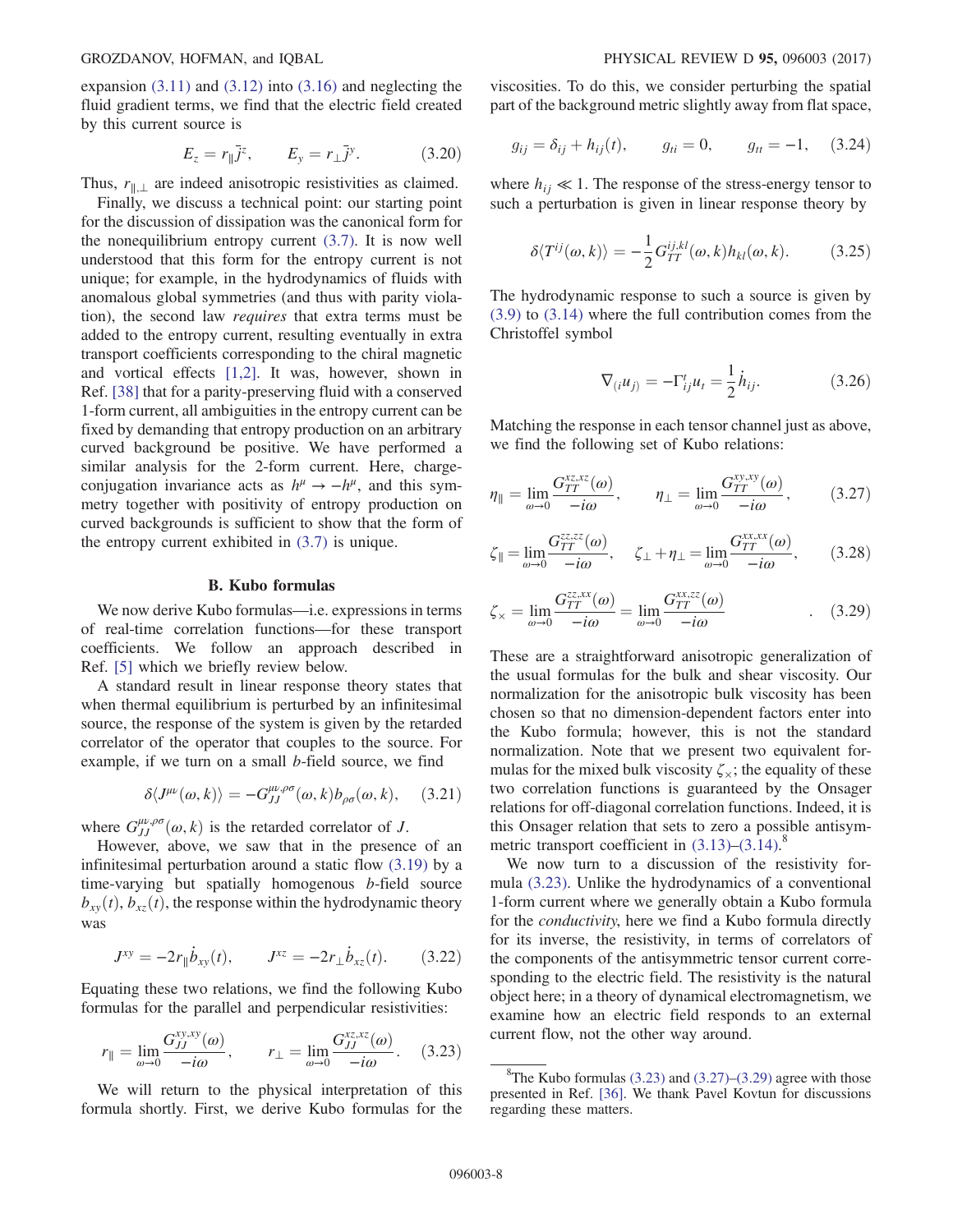expansion (3.11) and (3.12) into (3.16) and neglecting the fluid gradient terms, we find that the electric field created by this current source is

$$E_z = r_\parallel \bar{j}^z, \qquad E_y = r_\perp \bar{j}^y. \tag{3.20}$$

Thus, $r_{\parallel,\perp}$ are indeed anisotropic resistivities as claimed.

Finally, we discuss a technical point: our starting point for the discussion of dissipation was the canonical form for the nonequilibrium entropy current (3.7). It is now well understood that this form for the entropy current is not unique; for example, in the hydrodynamics of fluids with anomalous global symmetries (and thus with parity violation), the second law *requires* that extra terms must be added to the entropy current, resulting eventually in extra transport coefficients corresponding to the chiral magnetic and vortical effects [1,2]. It was, however, shown in Ref. [38] that for a parity-preserving fluid with a conserved 1-form current, all ambiguities in the entropy current can be fixed by demanding that entropy production on an arbitrary curved background be positive. We have performed a similar analysis for the 2-form current. Here, charge-conjugation invariance acts as $h^\mu \to -h^\mu$, and this symmetry together with positivity of entropy production on curved backgrounds is sufficient to show that the form of the entropy current exhibited in (3.7) is unique.

### B. Kubo formulas

We now derive Kubo formulas—i.e. expressions in terms of real-time correlation functions—for these transport coefficients. We follow an approach described in Ref. [5] which we briefly review below.

A standard result in linear response theory states that when thermal equilibrium is perturbed by an infinitesimal source, the response of the system is given by the retarded correlator of the operator that couples to the source. For example, if we turn on a small $b$-field source, we find

$$\delta\langle J^{\mu\nu}(\omega,k)\rangle = -G_{JJ}^{\mu\nu,\rho\sigma}(\omega,k)b_{\rho\sigma}(\omega,k), \tag{3.21}$$

where $G_{JJ}^{\mu\nu,\rho\sigma}(\omega,k)$ is the retarded correlator of $J$.

However, above, we saw that in the presence of an infinitesimal perturbation around a static flow (3.19) by a time-varying but spatially homogenous $b$-field source $b_{xy}(t)$, $b_{xz}(t)$, the response within the hydrodynamic theory was

$$J^{xy} = -2r_\parallel \dot{b}_{xy}(t), \qquad J^{xz} = -2r_\perp \dot{b}_{xz}(t). \tag{3.22}$$

Equating these two relations, we find the following Kubo formulas for the parallel and perpendicular resistivities:

$$r_\parallel = \lim_{\omega\to 0}\frac{G_{JJ}^{xy,xy}(\omega)}{-i\omega}, \qquad r_\perp = \lim_{\omega\to 0}\frac{G_{JJ}^{xz,xz}(\omega)}{-i\omega}. \tag{3.23}$$

We will return to the physical interpretation of this formula shortly. First, we derive Kubo formulas for the viscosities. To do this, we consider perturbing the spatial part of the background metric slightly away from flat space,

$$g_{ij} = \delta_{ij} + h_{ij}(t), \qquad g_{ti} = 0, \qquad g_{tt} = -1, \tag{3.24}$$

where $h_{ij} \ll 1$. The response of the stress-energy tensor to such a perturbation is given in linear response theory by

$$\delta\langle T^{ij}(\omega,k)\rangle = -\frac{1}{2}G_{TT}^{ij,kl}(\omega,k)h_{kl}(\omega,k). \tag{3.25}$$

The hydrodynamic response to such a source is given by (3.9) to (3.14) where the full contribution comes from the Christoffel symbol

$$\nabla_{(i}u_{j)} = -\Gamma^t_{ij}u_t = \frac{1}{2}\dot{h}_{ij}. \tag{3.26}$$

Matching the response in each tensor channel just as above, we find the following set of Kubo relations:

$$\eta_\parallel = \lim_{\omega\to 0}\frac{G_{TT}^{xz,xz}(\omega)}{-i\omega}, \qquad \eta_\perp = \lim_{\omega\to 0}\frac{G_{TT}^{xy,xy}(\omega)}{-i\omega}, \tag{3.27}$$

$$\zeta_\parallel = \lim_{\omega\to 0}\frac{G_{TT}^{zz,zz}(\omega)}{-i\omega}, \qquad \zeta_\perp + \eta_\perp = \lim_{\omega\to 0}\frac{G_{TT}^{xx,xx}(\omega)}{-i\omega}, \tag{3.28}$$

$$\zeta_\times = \lim_{\omega\to 0}\frac{G_{TT}^{zz,xx}(\omega)}{-i\omega} = \lim_{\omega\to 0}\frac{G_{TT}^{xx,zz}(\omega)}{-i\omega}. \tag{3.29}$$

These are a straightforward anisotropic generalization of the usual formulas for the bulk and shear viscosity. Our normalization for the anisotropic bulk viscosity has been chosen so that no dimension-dependent factors enter into the Kubo formula; however, this is not the standard normalization. Note that we present two equivalent formulas for the mixed bulk viscosity $\zeta_\times$; the equality of these two correlation functions is guaranteed by the Onsager relations for off-diagonal correlation functions. Indeed, it is this Onsager relation that sets to zero a possible antisymmetric transport coefficient in (3.13)–(3.14).[8]

We now turn to a discussion of the resistivity formula (3.23). Unlike the hydrodynamics of a conventional 1-form current where we generally obtain a Kubo formula for the *conductivity*, here we find a Kubo formula directly for its inverse, the resistivity, in terms of correlators of the components of the antisymmetric tensor current corresponding to the electric field. The resistivity is the natural object here; in a theory of dynamical electromagnetism, we examine how an electric field responds to an external current flow, not the other way around.

[8] The Kubo formulas (3.23) and (3.27)–(3.29) agree with those presented in Ref. [36]. We thank Pavel Kovtun for discussions regarding these matters.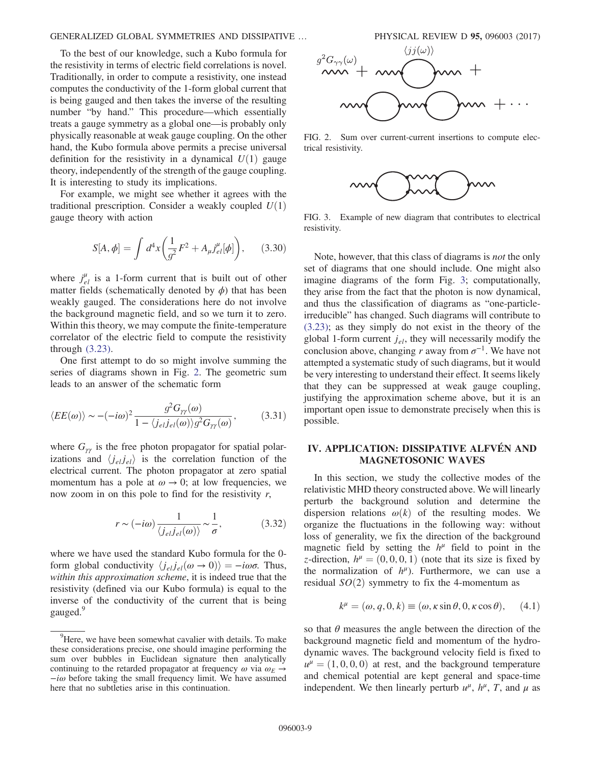To the best of our knowledge, such a Kubo formula for the resistivity in terms of electric field correlations is novel. Traditionally, in order to compute a resistivity, one instead computes the conductivity of the 1-form global current that is being gauged and then takes the inverse of the resulting number "by hand." This procedure—which essentially treats a gauge symmetry as a global one—is probably only physically reasonable at weak gauge coupling. On the other hand, the Kubo formula above permits a precise universal definition for the resistivity in a dynamical $U(1)$ gauge theory, independently of the strength of the gauge coupling. It is interesting to study its implications.

For example, we might see whether it agrees with the traditional prescription. Consider a weakly coupled $U(1)$ gauge theory with action

$$S[A,\phi] = \int d^4x \left(\frac{1}{g^2}F^2 + A_\mu j^\mu_{el}[\phi]\right), \qquad (3.30)$$

where $j^\mu_{el}$ is a 1-form current that is built out of other matter fields (schematically denoted by $\phi$) that has been weakly gauged. The considerations here do not involve the background magnetic field, and so we turn it to zero. Within this theory, we may compute the finite-temperature correlator of the electric field to compute the resistivity through (3.23).

One first attempt to do so might involve summing the series of diagrams shown in Fig. 2. The geometric sum leads to an answer of the schematic form

$$\langle EE(\omega)\rangle \sim -(-i\omega)^2 \frac{g^2 G_{\gamma\gamma}(\omega)}{1 - \langle j_{el} j_{el}(\omega)\rangle g^2 G_{\gamma\gamma}(\omega)}, \qquad (3.31)$$

where $G_{\gamma\gamma}$ is the free photon propagator for spatial polarizations and $\langle j_{el} j_{el}\rangle$ is the correlation function of the electrical current. The photon propagator at zero spatial momentum has a pole at $\omega \to 0$; at low frequencies, we now zoom in on this pole to find for the resistivity $r$,

$$r \sim (-i\omega)\frac{1}{\langle j_{el} j_{el}(\omega)\rangle} \sim \frac{1}{\sigma}, \qquad (3.32)$$

where we have used the standard Kubo formula for the 0-form global conductivity $\langle j_{el} j_{el}(\omega \to 0)\rangle = -i\omega\sigma$. Thus, *within this approximation scheme*, it is indeed true that the resistivity (defined via our Kubo formula) is equal to the inverse of the conductivity of the current that is being gauged.[9]

[9] Here, we have been somewhat cavalier with details. To make these considerations precise, one should imagine performing the sum over bubbles in Euclidean signature then analytically continuing to the retarded propagator at frequency $\omega$ via $\omega_E \to -i\omega$ before taking the small frequency limit. We have assumed here that no subtleties arise in this continuation.

FIG. 2. Sum over current-current insertions to compute electrical resistivity.

FIG. 3. Example of new diagram that contributes to electrical resistivity.

Note, however, that this class of diagrams is *not* the only set of diagrams that one should include. One might also imagine diagrams of the form Fig. 3; computationally, they arise from the fact that the photon is now dynamical, and thus the classification of diagrams as "one-particle-irreducible" has changed. Such diagrams will contribute to (3.23); as they simply do not exist in the theory of the global 1-form current $j_{el}$, they will necessarily modify the conclusion above, changing $r$ away from $\sigma^{-1}$. We have not attempted a systematic study of such diagrams, but it would be very interesting to understand their effect. It seems likely that they can be suppressed at weak gauge coupling, justifying the approximation scheme above, but it is an important open issue to demonstrate precisely when this is possible.

## IV. APPLICATION: DISSIPATIVE ALFVÉN AND MAGNETOSONIC WAVES

In this section, we study the collective modes of the relativistic MHD theory constructed above. We will linearly perturb the background solution and determine the dispersion relations $\omega(k)$ of the resulting modes. We organize the fluctuations in the following way: without loss of generality, we fix the direction of the background magnetic field by setting the $h^\mu$ field to point in the $z$-direction, $h^\mu = (0,0,0,1)$ (note that its size is fixed by the normalization of $h^\mu$). Furthermore, we can use a residual $SO(2)$ symmetry to fix the 4-momentum as

$$k^\mu = (\omega, q, 0, k) \equiv (\omega, \kappa\sin\theta, 0, \kappa\cos\theta), \qquad (4.1)$$

so that $\theta$ measures the angle between the direction of the background magnetic field and momentum of the hydrodynamic waves. The background velocity field is fixed to $u^\mu = (1,0,0,0)$ at rest, and the background temperature and chemical potential are kept general and space-time independent. We then linearly perturb $u^\mu$, $h^\mu$, $T$, and $\mu$ as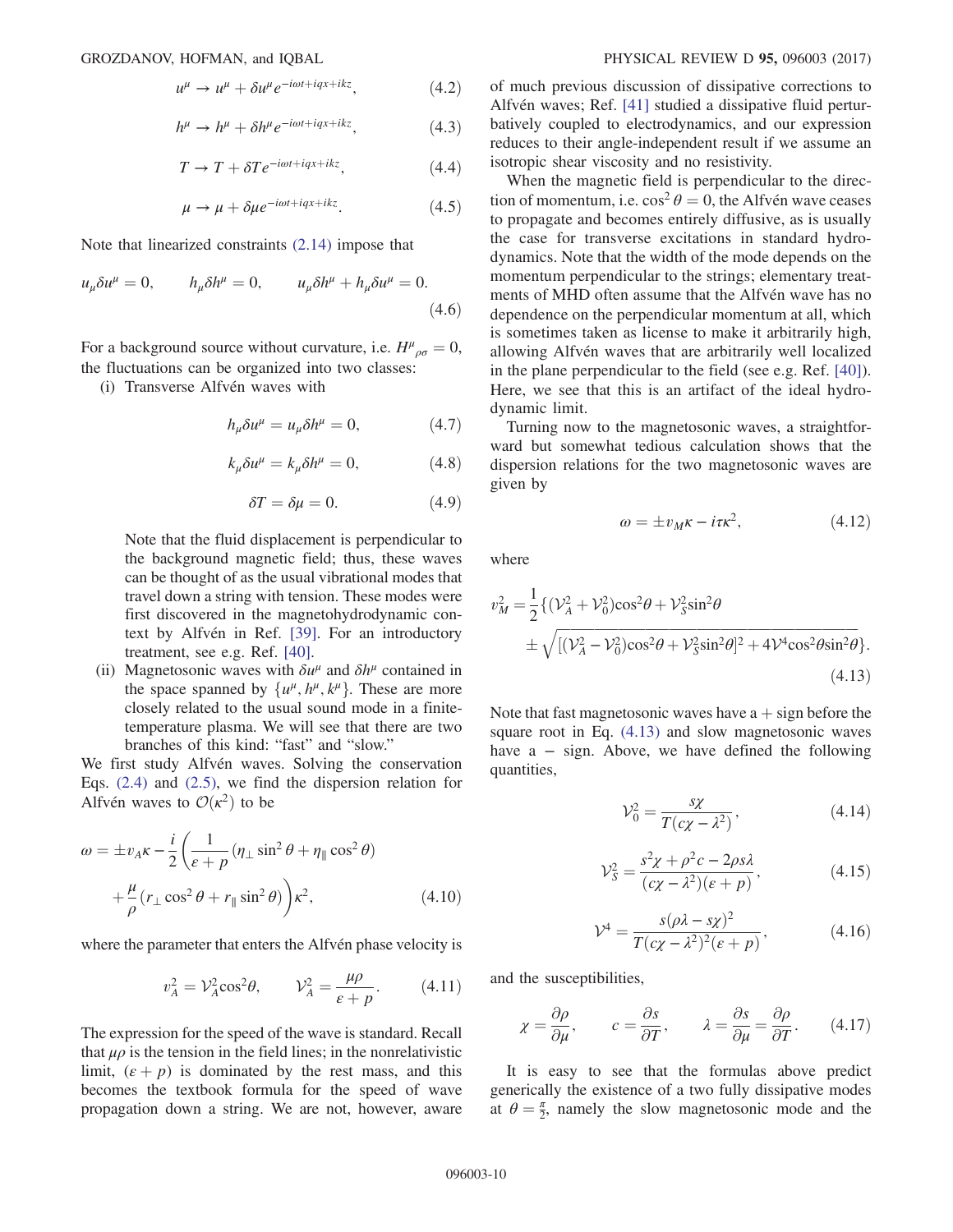$$u^\mu \to u^\mu + \delta u^\mu e^{-i\omega t + iqx + ikz}, \tag{4.2}$$

$$h^\mu \to h^\mu + \delta h^\mu e^{-i\omega t + iqx + ikz}, \tag{4.3}$$

$$T \to T + \delta T e^{-i\omega t + iqx + ikz}, \tag{4.4}$$

$$\mu \to \mu + \delta\mu e^{-i\omega t + iqx + ikz}. \tag{4.5}$$

Note that linearized constraints (2.14) impose that

$$u_\mu \delta u^\mu = 0, \qquad h_\mu \delta h^\mu = 0, \qquad u_\mu \delta h^\mu + h_\mu \delta u^\mu = 0. \tag{4.6}$$

For a background source without curvature, i.e. $H^\mu{}_{\rho\sigma} = 0$, the fluctuations can be organized into two classes:

(i) Transverse Alfvén waves with

$$h_\mu \delta u^\mu = u_\mu \delta h^\mu = 0, \tag{4.7}$$

$$k_\mu \delta u^\mu = k_\mu \delta h^\mu = 0, \tag{4.8}$$

$$\delta T = \delta \mu = 0. \tag{4.9}$$

Note that the fluid displacement is perpendicular to the background magnetic field; thus, these waves can be thought of as the usual vibrational modes that travel down a string with tension. These modes were first discovered in the magnetohydrodynamic context by Alfvén in Ref. [39]. For an introductory treatment, see e.g. Ref. [40].

(ii) Magnetosonic waves with $\delta u^\mu$ and $\delta h^\mu$ contained in the space spanned by $\{u^\mu, h^\mu, k^\mu\}$. These are more closely related to the usual sound mode in a finite-temperature plasma. We will see that there are two branches of this kind: "fast" and "slow."

We first study Alfvén waves. Solving the conservation Eqs. (2.4) and (2.5), we find the dispersion relation for Alfvén waves to $\mathcal{O}(\kappa^2)$ to be

$$\omega = \pm v_A \kappa - \frac{i}{2}\left(\frac{1}{\varepsilon + p}(\eta_\perp \sin^2\theta + \eta_\parallel \cos^2\theta) + \frac{\mu}{\rho}(r_\perp \cos^2\theta + r_\parallel \sin^2\theta)\right)\kappa^2, \tag{4.10}$$

where the parameter that enters the Alfvén phase velocity is

$$v_A^2 = \mathcal{V}_A^2 \cos^2\theta, \qquad \mathcal{V}_A^2 = \frac{\mu\rho}{\varepsilon + p}. \tag{4.11}$$

The expression for the speed of the wave is standard. Recall that $\mu\rho$ is the tension in the field lines; in the nonrelativistic limit, $(\varepsilon + p)$ is dominated by the rest mass, and this becomes the textbook formula for the speed of wave propagation down a string. We are not, however, aware of much previous discussion of dissipative corrections to Alfvén waves; Ref. [41] studied a dissipative fluid perturbatively coupled to electrodynamics, and our expression reduces to their angle-independent result if we assume an isotropic shear viscosity and no resistivity.

When the magnetic field is perpendicular to the direction of momentum, i.e. $\cos^2\theta = 0$, the Alfvén wave ceases to propagate and becomes entirely diffusive, as is usually the case for transverse excitations in standard hydrodynamics. Note that the width of the mode depends on the momentum perpendicular to the strings; elementary treatments of MHD often assume that the Alfvén wave has no dependence on the perpendicular momentum at all, which is sometimes taken as license to make it arbitrarily high, allowing Alfvén waves that are arbitrarily well localized in the plane perpendicular to the field (see e.g. Ref. [40]). Here, we see that this is an artifact of the ideal hydrodynamic limit.

Turning now to the magnetosonic waves, a straightforward but somewhat tedious calculation shows that the dispersion relations for the two magnetosonic waves are given by

$$\omega = \pm v_M \kappa - i\tau\kappa^2, \tag{4.12}$$

where

$$v_M^2 = \frac{1}{2}\left\{(\mathcal{V}_A^2 + \mathcal{V}_0^2)\cos^2\theta + \mathcal{V}_S^2 \sin^2\theta \pm \sqrt{[(\mathcal{V}_A^2 - \mathcal{V}_0^2)\cos^2\theta + \mathcal{V}_S^2 \sin^2\theta]^2 + 4\mathcal{V}^4 \cos^2\theta \sin^2\theta}\right\}. \tag{4.13}$$

Note that fast magnetosonic waves have a + sign before the square root in Eq. (4.13) and slow magnetosonic waves have a − sign. Above, we have defined the following quantities,

$$\mathcal{V}_0^2 = \frac{s\chi}{T(c\chi - \lambda^2)}, \tag{4.14}$$

$$\mathcal{V}_S^2 = \frac{s^2\chi + \rho^2 c - 2\rho s\lambda}{(c\chi - \lambda^2)(\varepsilon + p)}, \tag{4.15}$$

$$\mathcal{V}^4 = \frac{s(\rho\lambda - s\chi)^2}{T(c\chi - \lambda^2)^2(\varepsilon + p)}, \tag{4.16}$$

and the susceptibilities,

$$\chi = \frac{\partial\rho}{\partial\mu}, \qquad c = \frac{\partial s}{\partial T}, \qquad \lambda = \frac{\partial s}{\partial\mu} = \frac{\partial\rho}{\partial T}. \tag{4.17}$$

It is easy to see that the formulas above predict generically the existence of a two fully dissipative modes at $\theta = \frac{\pi}{2}$, namely the slow magnetosonic mode and the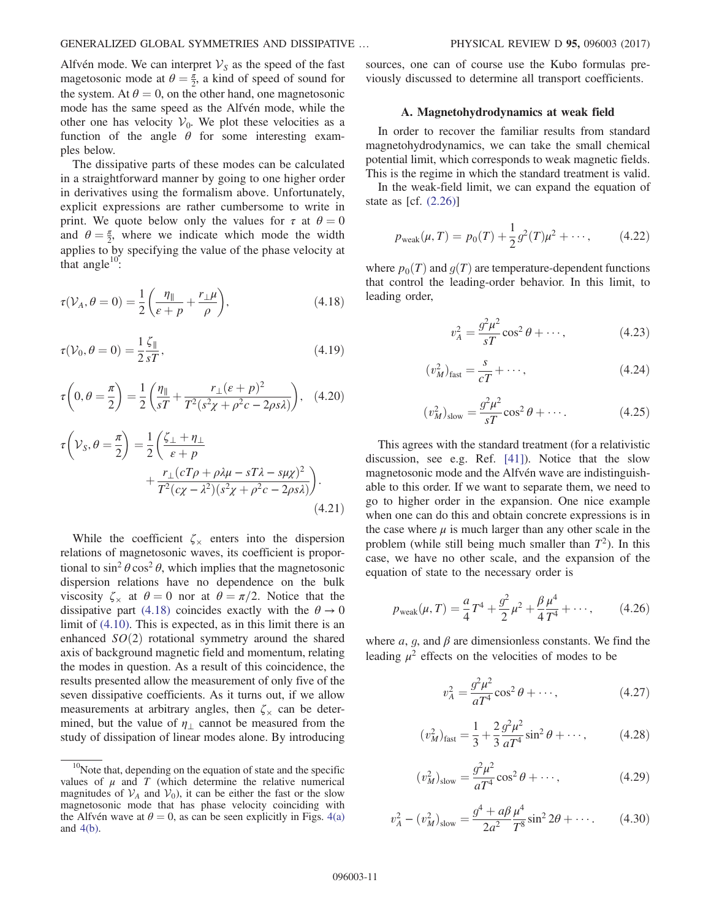Alfvén mode. We can interpret $\mathcal{V}_S$ as the speed of the fast magetosonic mode at $\theta = \frac{\pi}{2}$, a kind of speed of sound for the system. At $\theta = 0$, on the other hand, one magnetosonic mode has the same speed as the Alfvén mode, while the other one has velocity $\mathcal{V}_0$. We plot these velocities as a function of the angle $\theta$ for some interesting examples below.

The dissipative parts of these modes can be calculated in a straightforward manner by going to one higher order in derivatives using the formalism above. Unfortunately, explicit expressions are rather cumbersome to write in print. We quote below only the values for $\tau$ at $\theta = 0$ and $\theta = \frac{\pi}{2}$, where we indicate which mode the width applies to by specifying the value of the phase velocity at that angle[10]:

$$\tau(\mathcal{V}_A, \theta = 0) = \frac{1}{2}\left(\frac{\eta_\parallel}{\varepsilon + p} + \frac{r_\perp \mu}{\rho}\right), \tag{4.18}$$

$$\tau(\mathcal{V}_0, \theta = 0) = \frac{1}{2}\frac{\zeta_\parallel}{sT}, \tag{4.19}$$

$$\tau\left(0, \theta = \frac{\pi}{2}\right) = \frac{1}{2}\left(\frac{\eta_\parallel}{sT} + \frac{r_\perp (\varepsilon + p)^2}{T^2(s^2\chi + \rho^2 c - 2\rho s \lambda)}\right), \tag{4.20}$$

$$\tau\left(\mathcal{V}_S, \theta = \frac{\pi}{2}\right) = \frac{1}{2}\left(\frac{\zeta_\perp + \eta_\perp}{\varepsilon + p} + \frac{r_\perp (cT\rho + \rho\lambda\mu - sT\lambda - s\mu\chi)^2}{T^2(c\chi - \lambda^2)(s^2\chi + \rho^2 c - 2\rho s \lambda)}\right). \tag{4.21}$$

While the coefficient $\zeta_\times$ enters into the dispersion relations of magnetosonic waves, its coefficient is proportional to $\sin^2\theta\cos^2\theta$, which implies that the magnetosonic dispersion relations have no dependence on the bulk viscosity $\zeta_\times$ at $\theta = 0$ nor at $\theta = \pi/2$. Notice that the dissipative part (4.18) coincides exactly with the $\theta \to 0$ limit of (4.10). This is expected, as in this limit there is an enhanced $SO(2)$ rotational symmetry around the shared axis of background magnetic field and momentum, relating the modes in question. As a result of this coincidence, the results presented allow the measurement of only five of the seven dissipative coefficients. As it turns out, if we allow measurements at arbitrary angles, then $\zeta_\times$ can be determined, but the value of $\eta_\perp$ cannot be measured from the study of dissipation of linear modes alone. By introducing sources, one can of course use the Kubo formulas previously discussed to determine all transport coefficients.

[10] Note that, depending on the equation of state and the specific values of $\mu$ and $T$ (which determine the relative numerical magnitudes of $\mathcal{V}_A$ and $\mathcal{V}_0$), it can be either the fast or the slow magnetosonic mode that has phase velocity coinciding with the Alfvén wave at $\theta = 0$, as can be seen explicitly in Figs. 4(a) and 4(b).

### A. Magnetohydrodynamics at weak field

In order to recover the familiar results from standard magnetohydrodynamics, we can take the small chemical potential limit, which corresponds to weak magnetic fields. This is the regime in which the standard treatment is valid.

In the weak-field limit, we can expand the equation of state as [cf. (2.26)]

$$p_{\text{weak}}(\mu, T) = p_0(T) + \frac{1}{2}g^2(T)\mu^2 + \cdots, \tag{4.22}$$

where $p_0(T)$ and $g(T)$ are temperature-dependent functions that control the leading-order behavior. In this limit, to leading order,

$$v_A^2 = \frac{g^2\mu^2}{sT}\cos^2\theta + \cdots, \tag{4.23}$$

$$(v_M^2)_{\text{fast}} = \frac{s}{cT} + \cdots, \tag{4.24}$$

$$(v_M^2)_{\text{slow}} = \frac{g^2\mu^2}{sT}\cos^2\theta + \cdots. \tag{4.25}$$

This agrees with the standard treatment (for a relativistic discussion, see e.g. Ref. [41]). Notice that the slow magnetosonic mode and the Alfvén wave are indistinguishable to this order. If we want to separate them, we need to go to higher order in the expansion. One nice example when one can do this and obtain concrete expressions is in the case where $\mu$ is much larger than any other scale in the problem (while still being much smaller than $T^2$). In this case, we have no other scale, and the expansion of the equation of state to the necessary order is

$$p_{\text{weak}}(\mu, T) = \frac{a}{4}T^4 + \frac{g^2}{2}\mu^2 + \frac{\beta}{4}\frac{\mu^4}{T^4} + \cdots, \tag{4.26}$$

where $a$, $g$, and $\beta$ are dimensionless constants. We find the leading $\mu^2$ effects on the velocities of modes to be

$$v_A^2 = \frac{g^2\mu^2}{aT^4}\cos^2\theta + \cdots, \tag{4.27}$$

$$(v_M^2)_{\text{fast}} = \frac{1}{3} + \frac{2}{3}\frac{g^2\mu^2}{aT^4}\sin^2\theta + \cdots, \tag{4.28}$$

$$(v_M^2)_{\text{slow}} = \frac{g^2\mu^2}{aT^4}\cos^2\theta + \cdots, \tag{4.29}$$

$$v_A^2 - (v_M^2)_{\text{slow}} = \frac{g^4 + a\beta}{2a^2}\frac{\mu^4}{T^8}\sin^2 2\theta + \cdots. \tag{4.30}$$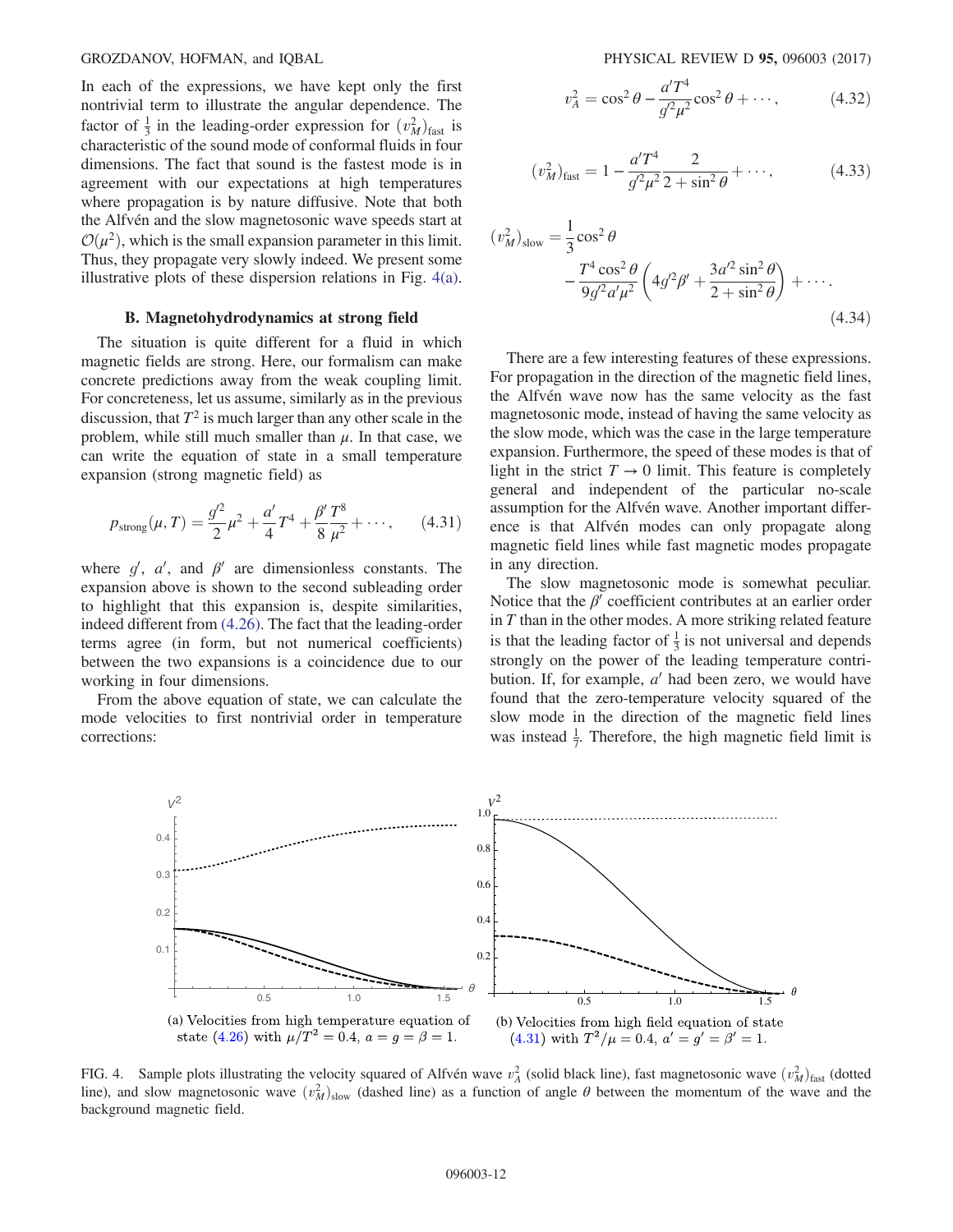In each of the expressions, we have kept only the first nontrivial term to illustrate the angular dependence. The factor of $\frac{1}{3}$ in the leading-order expression for $(v_M^2)_{\rm fast}$ is characteristic of the sound mode of conformal fluids in four dimensions. The fact that sound is the fastest mode is in agreement with our expectations at high temperatures where propagation is by nature diffusive. Note that both the Alfvén and the slow magnetosonic wave speeds start at $\mathcal{O}(\mu^2)$, which is the small expansion parameter in this limit. Thus, they propagate very slowly indeed. We present some illustrative plots of these dispersion relations in Fig. 4(a).

### B. Magnetohydrodynamics at strong field

The situation is quite different for a fluid in which magnetic fields are strong. Here, our formalism can make concrete predictions away from the weak coupling limit. For concreteness, let us assume, similarly as in the previous discussion, that $T^2$ is much larger than any other scale in the problem, while still much smaller than $\mu$. In that case, we can write the equation of state in a small temperature expansion (strong magnetic field) as

$$p_{\rm strong}(\mu, T) = \frac{g'^2}{2}\mu^2 + \frac{a'}{4}T^4 + \frac{\beta'}{8}\frac{T^8}{\mu^2} + \cdots, \tag{4.31}$$

where $g'$, $a'$, and $\beta'$ are dimensionless constants. The expansion above is shown to the second subleading order to highlight that this expansion is, despite similarities, indeed different from (4.26). The fact that the leading-order terms agree (in form, but not numerical coefficients) between the two expansions is a coincidence due to our working in four dimensions.

From the above equation of state, we can calculate the mode velocities to first nontrivial order in temperature corrections:

$$v_A^2 = \cos^2\theta - \frac{a'T^4}{g'^2\mu^2}\cos^2\theta + \cdots, \tag{4.32}$$

$$(v_M^2)_{\rm fast} = 1 - \frac{a'T^4}{g'^2\mu^2}\frac{2}{2+\sin^2\theta} + \cdots, \tag{4.33}$$

$$(v_M^2)_{\rm slow} = \frac{1}{3}\cos^2\theta - \frac{T^4\cos^2\theta}{9g'^2a'\mu^2}\left(4g'^2\beta' + \frac{3a'^2\sin^2\theta}{2+\sin^2\theta}\right) + \cdots. \tag{4.34}$$

There are a few interesting features of these expressions. For propagation in the direction of the magnetic field lines, the Alfvén wave now has the same velocity as the fast magnetosonic mode, instead of having the same velocity as the slow mode, which was the case in the large temperature expansion. Furthermore, the speed of these modes is that of light in the strict $T \to 0$ limit. This feature is completely general and independent of the particular no-scale assumption for the Alfvén wave. Another important difference is that Alfvén modes can only propagate along magnetic field lines while fast magnetic modes propagate in any direction.

The slow magnetosonic mode is somewhat peculiar. Notice that the $\beta'$ coefficient contributes at an earlier order in $T$ than in the other modes. A more striking related feature is that the leading factor of $\frac{1}{3}$ is not universal and depends strongly on the power of the leading temperature contribution. If, for example, $a'$ had been zero, we would have found that the zero-temperature velocity squared of the slow mode in the direction of the magnetic field lines was instead $\frac{1}{7}$. Therefore, the high magnetic field limit is

(a) Velocities from high temperature equation of state (4.26) with $\mu/T^2 = 0.4$, $a = g = \beta = 1$.

(b) Velocities from high field equation of state (4.31) with $T^2/\mu = 0.4$, $a' = g' = \beta' = 1$.

FIG. 4. Sample plots illustrating the velocity squared of Alfvén wave $v_A^2$ (solid black line), fast magnetosonic wave $(v_M^2)_{\rm fast}$ (dotted line), and slow magnetosonic wave $(v_M^2)_{\rm slow}$ (dashed line) as a function of angle $\theta$ between the momentum of the wave and the background magnetic field.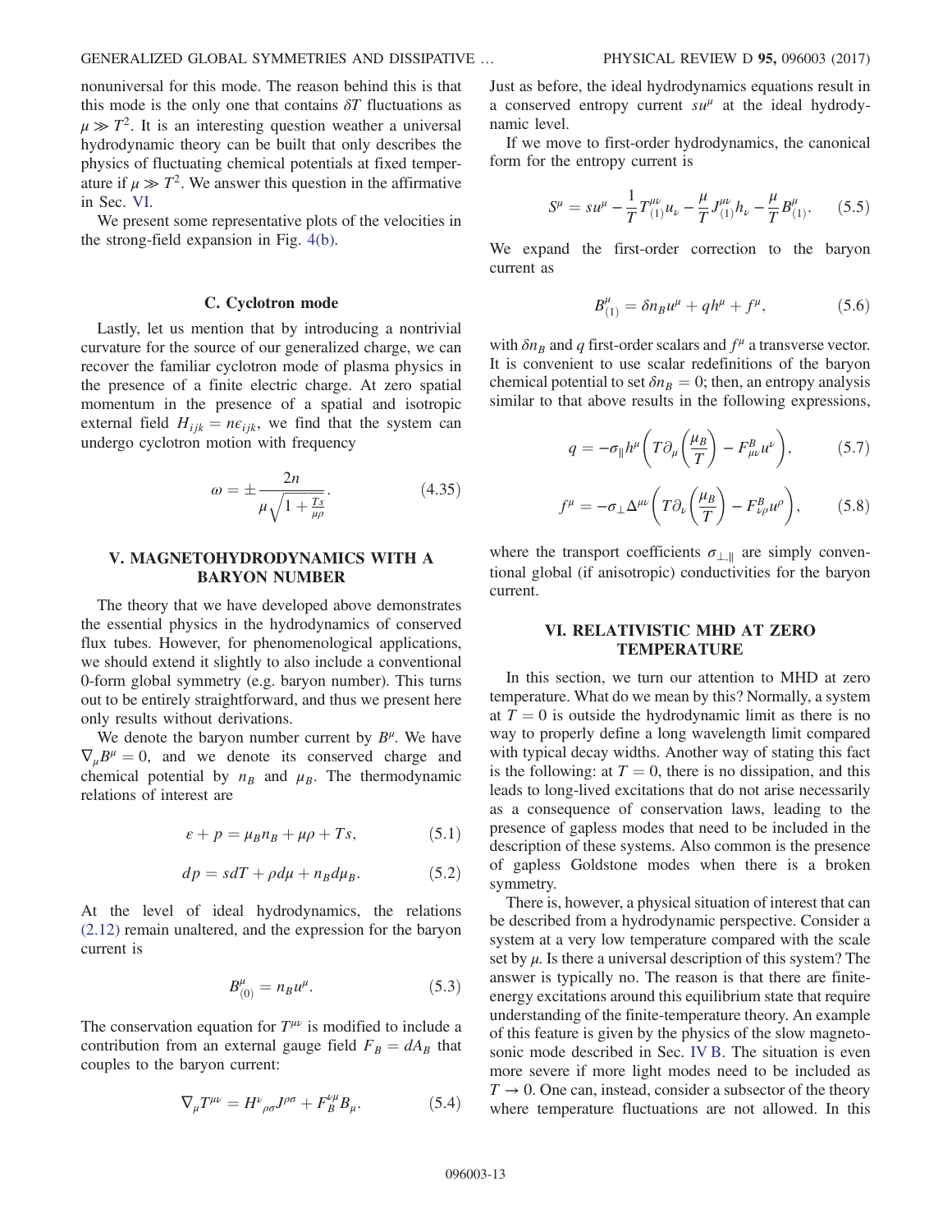nonuniversal for this mode. The reason behind this is that this mode is the only one that contains $\delta T$ fluctuations as $\mu \gg T^2$. It is an interesting question weather a universal hydrodynamic theory can be built that only describes the physics of fluctuating chemical potentials at fixed temperature if $\mu \gg T^2$. We answer this question in the affirmative in Sec. VI.

We present some representative plots of the velocities in the strong-field expansion in Fig. 4(b).

### C. Cyclotron mode

Lastly, let us mention that by introducing a nontrivial curvature for the source of our generalized charge, we can recover the familiar cyclotron mode of plasma physics in the presence of a finite electric charge. At zero spatial momentum in the presence of a spatial and isotropic external field $H_{ijk} = n\epsilon_{ijk}$, we find that the system can undergo cyclotron motion with frequency

$$\omega = \pm \frac{2n}{\mu\sqrt{1 + \frac{Ts}{\mu\rho}}}. \tag{4.35}$$

## V. MAGNETOHYDRODYNAMICS WITH A BARYON NUMBER

The theory that we have developed above demonstrates the essential physics in the hydrodynamics of conserved flux tubes. However, for phenomenological applications, we should extend it slightly to also include a conventional 0-form global symmetry (e.g. baryon number). This turns out to be entirely straightforward, and thus we present here only results without derivations.

We denote the baryon number current by $B^\mu$. We have $\nabla_\mu B^\mu = 0$, and we denote its conserved charge and chemical potential by $n_B$ and $\mu_B$. The thermodynamic relations of interest are

$$\varepsilon + p = \mu_B n_B + \mu\rho + Ts, \tag{5.1}$$

$$dp = sdT + \rho d\mu + n_B d\mu_B. \tag{5.2}$$

At the level of ideal hydrodynamics, the relations (2.12) remain unaltered, and the expression for the baryon current is

$$B^\mu_{(0)} = n_B u^\mu. \tag{5.3}$$

The conservation equation for $T^{\mu\nu}$ is modified to include a contribution from an external gauge field $F_B = dA_B$ that couples to the baryon current:

$$\nabla_\mu T^{\mu\nu} = H^\nu{}_{\rho\sigma} J^{\rho\sigma} + F_B^{\nu\mu} B_\mu. \tag{5.4}$$

Just as before, the ideal hydrodynamics equations result in a conserved entropy current $su^\mu$ at the ideal hydrodynamic level.

If we move to first-order hydrodynamics, the canonical form for the entropy current is

$$S^\mu = su^\mu - \frac{1}{T} T^{\mu\nu}_{(1)} u_\nu - \frac{\mu}{T} J^{\mu\nu}_{(1)} h_\nu - \frac{\mu}{T} B^\mu_{(1)}. \tag{5.5}$$

We expand the first-order correction to the baryon current as

$$B^\mu_{(1)} = \delta n_B u^\mu + q h^\mu + f^\mu, \tag{5.6}$$

with $\delta n_B$ and $q$ first-order scalars and $f^\mu$ a transverse vector. It is convenient to use scalar redefinitions of the baryon chemical potential to set $\delta n_B = 0$; then, an entropy analysis similar to that above results in the following expressions,

$$q = -\sigma_\parallel h^\mu \left( T\partial_\mu \left( \frac{\mu_B}{T} \right) - F^B_{\mu\nu} u^\nu \right), \tag{5.7}$$

$$f^\mu = -\sigma_\perp \Delta^{\mu\nu} \left( T\partial_\nu \left( \frac{\mu_B}{T} \right) - F^B_{\nu\rho} u^\rho \right), \tag{5.8}$$

where the transport coefficients $\sigma_{\perp,\parallel}$ are simply conventional global (if anisotropic) conductivities for the baryon current.

## VI. RELATIVISTIC MHD AT ZERO TEMPERATURE

In this section, we turn our attention to MHD at zero temperature. What do we mean by this? Normally, a system at $T = 0$ is outside the hydrodynamic limit as there is no way to properly define a long wavelength limit compared with typical decay widths. Another way of stating this fact is the following: at $T = 0$, there is no dissipation, and this leads to long-lived excitations that do not arise necessarily as a consequence of conservation laws, leading to the presence of gapless modes that need to be included in the description of these systems. Also common is the presence of gapless Goldstone modes when there is a broken symmetry.

There is, however, a physical situation of interest that can be described from a hydrodynamic perspective. Consider a system at a very low temperature compared with the scale set by $\mu$. Is there a universal description of this system? The answer is typically no. The reason is that there are finite-energy excitations around this equilibrium state that require understanding of the finite-temperature theory. An example of this feature is given by the physics of the slow magnetosonic mode described in Sec. IV B. The situation is even more severe if more light modes need to be included as $T \to 0$. One can, instead, consider a subsector of the theory where temperature fluctuations are not allowed. In this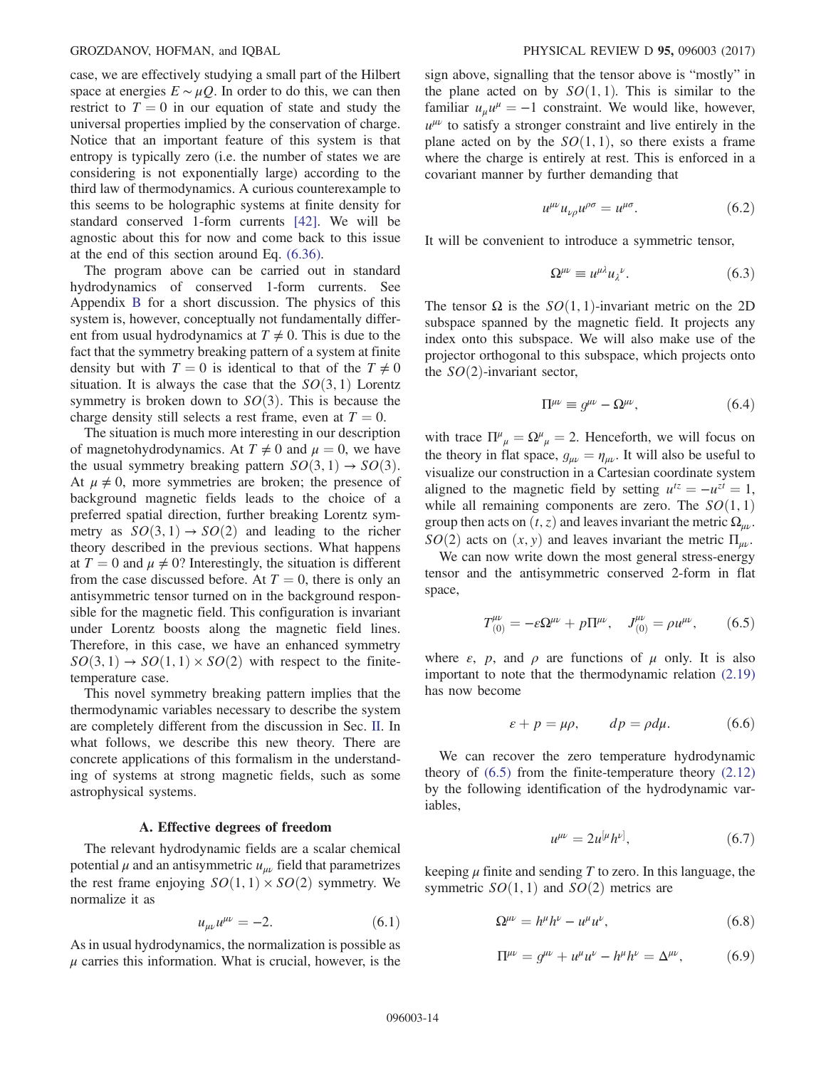case, we are effectively studying a small part of the Hilbert space at energies $E \sim \mu Q$. In order to do this, we can then restrict to $T = 0$ in our equation of state and study the universal properties implied by the conservation of charge. Notice that an important feature of this system is that entropy is typically zero (i.e. the number of states we are considering is not exponentially large) according to the third law of thermodynamics. A curious counterexample to this seems to be holographic systems at finite density for standard conserved 1-form currents [42]. We will be agnostic about this for now and come back to this issue at the end of this section around Eq. (6.36).

The program above can be carried out in standard hydrodynamics of conserved 1-form currents. See Appendix B for a short discussion. The physics of this system is, however, conceptually not fundamentally different from usual hydrodynamics at $T \neq 0$. This is due to the fact that the symmetry breaking pattern of a system at finite density but with $T = 0$ is identical to that of the $T \neq 0$ situation. It is always the case that the $SO(3,1)$ Lorentz symmetry is broken down to $SO(3)$. This is because the charge density still selects a rest frame, even at $T = 0$.

The situation is much more interesting in our description of magnetohydrodynamics. At $T \neq 0$ and $\mu = 0$, we have the usual symmetry breaking pattern $SO(3,1) \to SO(3)$. At $\mu \neq 0$, more symmetries are broken; the presence of background magnetic fields leads to the choice of a preferred spatial direction, further breaking Lorentz symmetry as $SO(3,1) \to SO(2)$ and leading to the richer theory described in the previous sections. What happens at $T = 0$ and $\mu \neq 0$? Interestingly, the situation is different from the case discussed before. At $T = 0$, there is only an antisymmetric tensor turned on in the background responsible for the magnetic field. This configuration is invariant under Lorentz boosts along the magnetic field lines. Therefore, in this case, we have an enhanced symmetry $SO(3,1) \to SO(1,1) \times SO(2)$ with respect to the finite-temperature case.

This novel symmetry breaking pattern implies that the thermodynamic variables necessary to describe the system are completely different from the discussion in Sec. II. In what follows, we describe this new theory. There are concrete applications of this formalism in the understanding of systems at strong magnetic fields, such as some astrophysical systems.

### A. Effective degrees of freedom

The relevant hydrodynamic fields are a scalar chemical potential $\mu$ and an antisymmetric $u_{\mu\nu}$ field that parametrizes the rest frame enjoying $SO(1,1) \times SO(2)$ symmetry. We normalize it as

$$u_{\mu\nu} u^{\mu\nu} = -2. \tag{6.1}$$

As in usual hydrodynamics, the normalization is possible as $\mu$ carries this information. What is crucial, however, is the sign above, signalling that the tensor above is "mostly" in the plane acted on by $SO(1,1)$. This is similar to the familiar $u_\mu u^\mu = -1$ constraint. We would like, however, $u^{\mu\nu}$ to satisfy a stronger constraint and live entirely in the plane acted on by the $SO(1,1)$, so there exists a frame where the charge is entirely at rest. This is enforced in a covariant manner by further demanding that

$$u^{\mu\nu} u_{\nu\rho} u^{\rho\sigma} = u^{\mu\sigma}. \tag{6.2}$$

It will be convenient to introduce a symmetric tensor,

$$\Omega^{\mu\nu} \equiv u^{\mu\lambda} u_{\lambda}{}^{\nu}. \tag{6.3}$$

The tensor $\Omega$ is the $SO(1,1)$-invariant metric on the 2D subspace spanned by the magnetic field. It projects any index onto this subspace. We will also make use of the projector orthogonal to this subspace, which projects onto the $SO(2)$-invariant sector,

$$\Pi^{\mu\nu} \equiv g^{\mu\nu} - \Omega^{\mu\nu}, \tag{6.4}$$

with trace $\Pi^{\mu}{}_{\mu} = \Omega^{\mu}{}_{\mu} = 2$. Henceforth, we will focus on the theory in flat space, $g_{\mu\nu} = \eta_{\mu\nu}$. It will also be useful to visualize our construction in a Cartesian coordinate system aligned to the magnetic field by setting $u^{tz} = -u^{zt} = 1$, while all remaining components are zero. The $SO(1,1)$ group then acts on $(t,z)$ and leaves invariant the metric $\Omega_{\mu\nu}$. $SO(2)$ acts on $(x,y)$ and leaves invariant the metric $\Pi_{\mu\nu}$.

We can now write down the most general stress-energy tensor and the antisymmetric conserved 2-form in flat space,

$$T^{\mu\nu}_{(0)} = -\varepsilon \Omega^{\mu\nu} + p \Pi^{\mu\nu}, \quad J^{\mu\nu}_{(0)} = \rho u^{\mu\nu}, \tag{6.5}$$

where $\varepsilon$, $p$, and $\rho$ are functions of $\mu$ only. It is also important to note that the thermodynamic relation (2.19) has now become

$$\varepsilon + p = \mu \rho, \qquad dp = \rho d\mu. \tag{6.6}$$

We can recover the zero temperature hydrodynamic theory of (6.5) from the finite-temperature theory (2.12) by the following identification of the hydrodynamic variables,

$$u^{\mu\nu} = 2 u^{[\mu} h^{\nu]}, \tag{6.7}$$

keeping $\mu$ finite and sending $T$ to zero. In this language, the symmetric $SO(1,1)$ and $SO(2)$ metrics are

$$\Omega^{\mu\nu} = h^\mu h^\nu - u^\mu u^\nu, \tag{6.8}$$

$$\Pi^{\mu\nu} = g^{\mu\nu} + u^\mu u^\nu - h^\mu h^\nu = \Delta^{\mu\nu}, \tag{6.9}$$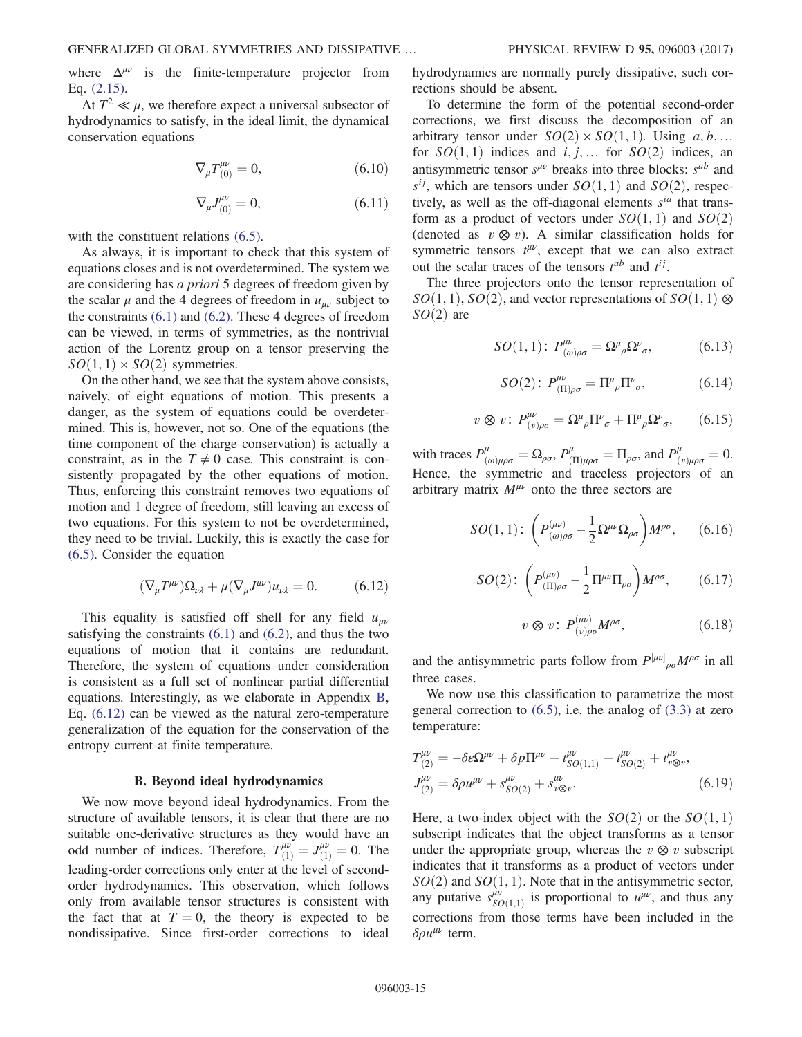where $\Delta^{\mu\nu}$ is the finite-temperature projector from Eq. (2.15).

At $T^2 \ll \mu$, we therefore expect a universal subsector of hydrodynamics to satisfy, in the ideal limit, the dynamical conservation equations

$$\nabla_\mu T^{\mu\nu}_{(0)} = 0, \tag{6.10}$$

$$\nabla_\mu J^{\mu\nu}_{(0)} = 0, \tag{6.11}$$

with the constituent relations (6.5).

As always, it is important to check that this system of equations closes and is not overdetermined. The system we are considering has *a priori* 5 degrees of freedom given by the scalar $\mu$ and the 4 degrees of freedom in $u_{\mu\nu}$ subject to the constraints (6.1) and (6.2). These 4 degrees of freedom can be viewed, in terms of symmetries, as the nontrivial action of the Lorentz group on a tensor preserving the $SO(1,1) \times SO(2)$ symmetries.

On the other hand, we see that the system above consists, naively, of eight equations of motion. This presents a danger, as the system of equations could be overdetermined. This is, however, not so. One of the equations (the time component of the charge conservation) is actually a constraint, as in the $T \neq 0$ case. This constraint is consistently propagated by the other equations of motion. Thus, enforcing this constraint removes two equations of motion and 1 degree of freedom, still leaving an excess of two equations. For this system to not be overdetermined, they need to be trivial. Luckily, this is exactly the case for (6.5). Consider the equation

$$(\nabla_\mu T^{\mu\nu})\Omega_{\nu\lambda} + \mu(\nabla_\mu J^{\mu\nu})u_{\nu\lambda} = 0. \tag{6.12}$$

This equality is satisfied off shell for any field $u_{\mu\nu}$ satisfying the constraints (6.1) and (6.2), and thus the two equations of motion that it contains are redundant. Therefore, the system of equations under consideration is consistent as a full set of nonlinear partial differential equations. Interestingly, as we elaborate in Appendix B, Eq. (6.12) can be viewed as the natural zero-temperature generalization of the equation for the conservation of the entropy current at finite temperature.

### B. Beyond ideal hydrodynamics

We now move beyond ideal hydrodynamics. From the structure of available tensors, it is clear that there are no suitable one-derivative structures as they would have an odd number of indices. Therefore, $T^{\mu\nu}_{(1)} = J^{\mu\nu}_{(1)} = 0$. The leading-order corrections only enter at the level of second-order hydrodynamics. This observation, which follows only from available tensor structures is consistent with the fact that at $T = 0$, the theory is expected to be nondissipative. Since first-order corrections to ideal hydrodynamics are normally purely dissipative, such corrections should be absent.

To determine the form of the potential second-order corrections, we first discuss the decomposition of an arbitrary tensor under $SO(2) \times SO(1,1)$. Using $a, b, \ldots$ for $SO(1,1)$ indices and $i, j, \ldots$ for $SO(2)$ indices, an antisymmetric tensor $s^{\mu\nu}$ breaks into three blocks: $s^{ab}$ and $s^{ij}$, which are tensors under $SO(1,1)$ and $SO(2)$, respectively, as well as the off-diagonal elements $s^{ia}$ that transform as a product of vectors under $SO(1,1)$ and $SO(2)$ (denoted as $v \otimes v$). A similar classification holds for symmetric tensors $t^{\mu\nu}$, except that we can also extract out the scalar traces of the tensors $t^{ab}$ and $t^{ij}$.

The three projectors onto the tensor representation of $SO(1,1)$, $SO(2)$, and vector representations of $SO(1,1) \otimes SO(2)$ are

$$SO(1,1):\ P^{\mu\nu}_{(\omega)\rho\sigma} = \Omega^\mu{}_\rho \Omega^\nu{}_\sigma, \tag{6.13}$$

$$SO(2):\ P^{\mu\nu}_{(\Pi)\rho\sigma} = \Pi^\mu{}_\rho \Pi^\nu{}_\sigma, \tag{6.14}$$

$$v \otimes v:\ P^{\mu\nu}_{(v)\rho\sigma} = \Omega^\mu{}_\rho \Pi^\nu{}_\sigma + \Pi^\mu{}_\rho \Omega^\nu{}_\sigma, \tag{6.15}$$

with traces $P^{\mu}_{(\omega)\mu\rho\sigma} = \Omega_{\rho\sigma}$, $P^{\mu}_{(\Pi)\mu\rho\sigma} = \Pi_{\rho\sigma}$, and $P^{\mu}_{(v)\mu\rho\sigma} = 0$. Hence, the symmetric and traceless projectors of an arbitrary matrix $M^{\mu\nu}$ onto the three sectors are

$$SO(1,1):\ \left(P^{(\mu\nu)}_{(\omega)\rho\sigma} - \frac{1}{2}\Omega^{\mu\nu}\Omega_{\rho\sigma}\right)M^{\rho\sigma}, \tag{6.16}$$

$$SO(2):\ \left(P^{(\mu\nu)}_{(\Pi)\rho\sigma} - \frac{1}{2}\Pi^{\mu\nu}\Pi_{\rho\sigma}\right)M^{\rho\sigma}, \tag{6.17}$$

$$v \otimes v:\ P^{(\mu\nu)}_{(v)\rho\sigma}M^{\rho\sigma}, \tag{6.18}$$

and the antisymmetric parts follow from $P^{[\mu\nu]}{}_{\rho\sigma}M^{\rho\sigma}$ in all three cases.

We now use this classification to parametrize the most general correction to (6.5), i.e. the analog of (3.3) at zero temperature:

$$\begin{aligned}
T^{\mu\nu}_{(2)} &= -\delta\varepsilon\Omega^{\mu\nu} + \delta p \Pi^{\mu\nu} + t^{\mu\nu}_{SO(1,1)} + t^{\mu\nu}_{SO(2)} + t^{\mu\nu}_{v\otimes v}, \\
J^{\mu\nu}_{(2)} &= \delta\rho u^{\mu\nu} + s^{\mu\nu}_{SO(2)} + s^{\mu\nu}_{v\otimes v}.
\end{aligned} \tag{6.19}$$

Here, a two-index object with the $SO(2)$ or the $SO(1,1)$ subscript indicates that the object transforms as a tensor under the appropriate group, whereas the $v \otimes v$ subscript indicates that it transforms as a product of vectors under $SO(2)$ and $SO(1,1)$. Note that in the antisymmetric sector, any putative $s^{\mu\nu}_{SO(1,1)}$ is proportional to $u^{\mu\nu}$, and thus any corrections from those terms have been included in the $\delta\rho u^{\mu\nu}$ term.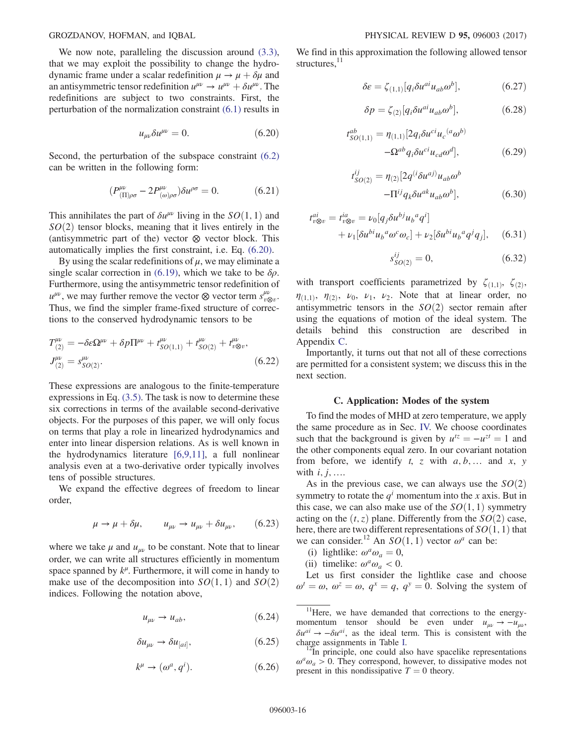We now note, paralleling the discussion around (3.3), that we may exploit the possibility to change the hydrodynamic frame under a scalar redefinition $\mu \to \mu + \delta\mu$ and an antisymmetric tensor redefinition $u^{\mu\nu} \to u^{\mu\nu} + \delta u^{\mu\nu}$. The redefinitions are subject to two constraints. First, the perturbation of the normalization constraint (6.1) results in

$$u_{\mu\nu}\delta u^{\mu\nu} = 0. \tag{6.20}$$

Second, the perturbation of the subspace constraint (6.2) can be written in the following form:

$$(P^{\mu\nu}_{(\Pi)\rho\sigma} - 2P^{\mu\nu}_{(\omega)\rho\sigma})\delta u^{\rho\sigma} = 0. \tag{6.21}$$

This annihilates the part of $\delta u^{\mu\nu}$ living in the $SO(1,1)$ and $SO(2)$ tensor blocks, meaning that it lives entirely in the (antisymmetric part of the) vector $\otimes$ vector block. This automatically implies the first constraint, i.e. Eq. (6.20).

By using the scalar redefinitions of $\mu$, we may eliminate a single scalar correction in (6.19), which we take to be $\delta\rho$. Furthermore, using the antisymmetric tensor redefinition of $u^{\mu\nu}$, we may further remove the vector $\otimes$ vector term $s^{\mu\nu}_{v\otimes v}$. Thus, we find the simpler frame-fixed structure of corrections to the conserved hydrodynamic tensors to be

$$T^{\mu\nu}_{(2)} = -\delta\varepsilon\Omega^{\mu\nu} + \delta p\Pi^{\mu\nu} + t^{\mu\nu}_{SO(1,1)} + t^{\mu\nu}_{SO(2)} + t^{\mu\nu}_{v\otimes v},$$
$$J^{\mu\nu}_{(2)} = s^{\mu\nu}_{SO(2)}. \tag{6.22}$$

These expressions are analogous to the finite-temperature expressions in Eq. (3.5). The task is now to determine these six corrections in terms of the available second-derivative objects. For the purposes of this paper, we will only focus on terms that play a role in linearized hydrodynamics and enter into linear dispersion relations. As is well known in the hydrodynamics literature [6,9,11], a full nonlinear analysis even at a two-derivative order typically involves tens of possible structures.

We expand the effective degrees of freedom to linear order,

$$\mu \to \mu + \delta\mu, \qquad u_{\mu\nu} \to u_{\mu\nu} + \delta u_{\mu\nu}, \tag{6.23}$$

where we take $\mu$ and $u_{\mu\nu}$ to be constant. Note that to linear order, we can write all structures efficiently in momentum space spanned by $k^\mu$. Furthermore, it will come in handy to make use of the decomposition into $SO(1,1)$ and $SO(2)$ indices. Following the notation above,

$$u_{\mu\nu} \to u_{ab}, \tag{6.24}$$

$$\delta u_{\mu\nu} \to \delta u_{[ai]}, \tag{6.25}$$

$$k^\mu \to (\omega^a, q^i). \tag{6.26}$$

We find in this approximation the following allowed tensor structures,[11]

$$\delta\varepsilon = \zeta_{(1,1)}[q_i\delta u^{ai}u_{ab}\omega^b], \tag{6.27}$$

$$\delta p = \zeta_{(2)}[q_i\delta u^{ai}u_{ab}\omega^b], \tag{6.28}$$

$$t^{ab}_{SO(1,1)} = \eta_{(1,1)}[2q_i\delta u^{ci}u_c{}^{(a}\omega^{b)} - \Omega^{ab}q_i\delta u^{ci}u_{cd}\omega^d], \tag{6.29}$$

$$t^{ij}_{SO(2)} = \eta_{(2)}[2q^{(i}\delta u^{aj)}u_{ab}\omega^b - \Pi^{ij}q_k\delta u^{ak}u_{ab}\omega^b], \tag{6.30}$$

$$t^{ai}_{v\otimes v} = t^{ia}_{v\otimes v} = \nu_0[q_j\delta u^{bj}u_b{}^aq^i] + \nu_1[\delta u^{bi}u_b{}^a\omega^c\omega_c] + \nu_2[\delta u^{bi}u_b{}^aq^jq_j], \tag{6.31}$$

$$s^{ij}_{SO(2)} = 0, \tag{6.32}$$

with transport coefficients parametrized by $\zeta_{(1,1)}$, $\zeta_{(2)}$, $\eta_{(1,1)}$, $\eta_{(2)}$, $\nu_0$, $\nu_1$, $\nu_2$. Note that at linear order, no antisymmetric tensors in the $SO(2)$ sector remain after using the equations of motion of the ideal system. The details behind this construction are described in Appendix C.

Importantly, it turns out that not all of these corrections are permitted for a consistent system; we discuss this in the next section.

### C. Application: Modes of the system

To find the modes of MHD at zero temperature, we apply the same procedure as in Sec. IV. We choose coordinates such that the background is given by $u^{tz} = -u^{zt} = 1$ and the other components equal zero. In our covariant notation from before, we identify $t$, $z$ with $a, b, \ldots$ and $x$, $y$ with $i, j, \ldots$.

As in the previous case, we can always use the $SO(2)$ symmetry to rotate the $q^i$ momentum into the $x$ axis. But in this case, we can also make use of the $SO(1,1)$ symmetry acting on the $(t,z)$ plane. Differently from the $SO(2)$ case, here, there are two different representations of $SO(1,1)$ that we can consider.[12] An $SO(1,1)$ vector $\omega^a$ can be:

(i) lightlike: $\omega^a\omega_a = 0$,

(ii) timelike: $\omega^a\omega_a < 0$.

Let us first consider the lightlike case and choose $\omega^t = \omega$, $\omega^z = \omega$, $q^x = q$, $q^y = 0$. Solving the system of

[11]Here, we have demanded that corrections to the energy-momentum tensor should be even under $u_{\mu\nu} \to -u_{\mu\nu}$, $\delta u^{ai} \to -\delta u^{ai}$, as the ideal term. This is consistent with the charge assignments in Table I.

[12]In principle, one could also have spacelike representations $\omega^a\omega_a > 0$. They correspond, however, to dissipative modes not present in this nondissipative $T = 0$ theory.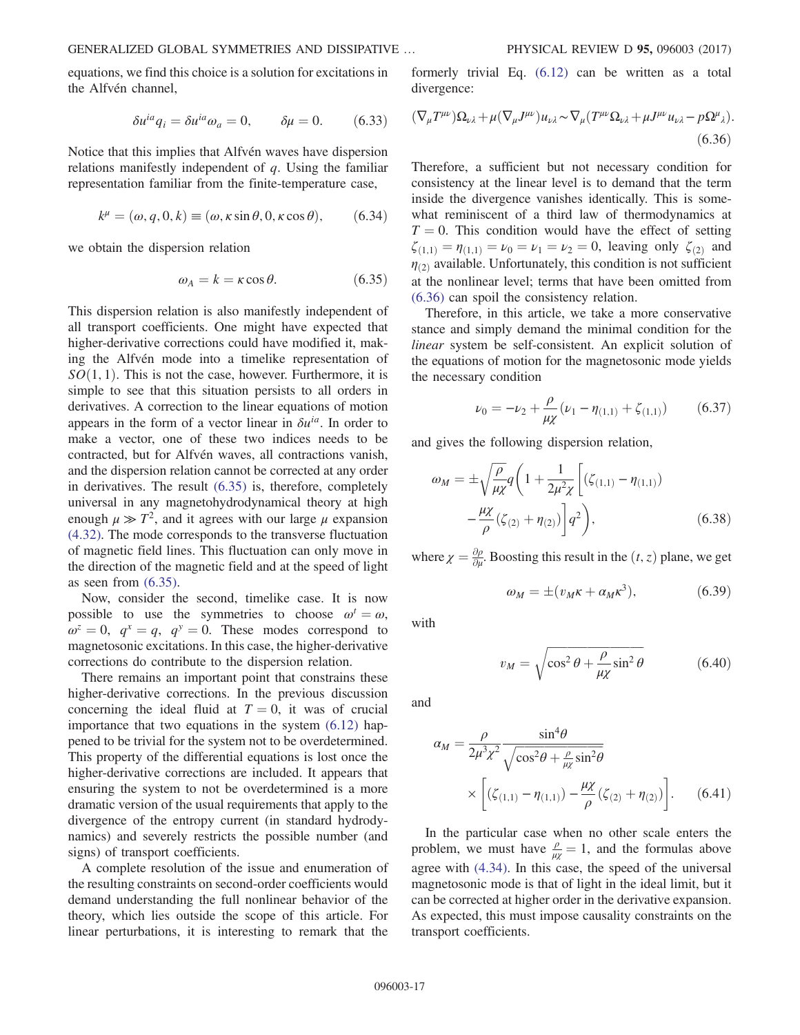equations, we find this choice is a solution for excitations in the Alfvén channel,

$$\delta u^{ia} q_i = \delta u^{ia} \omega_a = 0, \qquad \delta\mu = 0. \tag{6.33}$$

Notice that this implies that Alfvén waves have dispersion relations manifestly independent of $q$. Using the familiar representation familiar from the finite-temperature case,

$$k^\mu = (\omega, q, 0, k) \equiv (\omega, \kappa \sin\theta, 0, \kappa\cos\theta), \tag{6.34}$$

we obtain the dispersion relation

$$\omega_A = k = \kappa \cos\theta. \tag{6.35}$$

This dispersion relation is also manifestly independent of all transport coefficients. One might have expected that higher-derivative corrections could have modified it, making the Alfvén mode into a timelike representation of $SO(1,1)$. This is not the case, however. Furthermore, it is simple to see that this situation persists to all orders in derivatives. A correction to the linear equations of motion appears in the form of a vector linear in $\delta u^{ia}$. In order to make a vector, one of these two indices needs to be contracted, but for Alfvén waves, all contractions vanish, and the dispersion relation cannot be corrected at any order in derivatives. The result (6.35) is, therefore, completely universal in any magnetohydrodynamical theory at high enough $\mu \gg T^2$, and it agrees with our large $\mu$ expansion (4.32). The mode corresponds to the transverse fluctuation of magnetic field lines. This fluctuation can only move in the direction of the magnetic field and at the speed of light as seen from (6.35).

Now, consider the second, timelike case. It is now possible to use the symmetries to choose $\omega^t = \omega$, $\omega^z = 0$, $q^x = q$, $q^y = 0$. These modes correspond to magnetosonic excitations. In this case, the higher-derivative corrections do contribute to the dispersion relation.

There remains an important point that constrains these higher-derivative corrections. In the previous discussion concerning the ideal fluid at $T = 0$, it was of crucial importance that two equations in the system (6.12) happened to be trivial for the system not to be overdetermined. This property of the differential equations is lost once the higher-derivative corrections are included. It appears that ensuring the system to not be overdetermined is a more dramatic version of the usual requirements that apply to the divergence of the entropy current (in standard hydrodynamics) and severely restricts the possible number (and signs) of transport coefficients.

A complete resolution of the issue and enumeration of the resulting constraints on second-order coefficients would demand understanding the full nonlinear behavior of the theory, which lies outside the scope of this article. For linear perturbations, it is interesting to remark that the formerly trivial Eq. (6.12) can be written as a total divergence:

$$(\nabla_\mu T^{\mu\nu})\Omega_{\nu\lambda} + \mu(\nabla_\mu J^{\mu\nu})u_{\nu\lambda} \sim \nabla_\mu (T^{\mu\nu}\Omega_{\nu\lambda} + \mu J^{\mu\nu} u_{\nu\lambda} - p\Omega^\mu{}_\lambda). \tag{6.36}$$

Therefore, a sufficient but not necessary condition for consistency at the linear level is to demand that the term inside the divergence vanishes identically. This is somewhat reminiscent of a third law of thermodynamics at $T = 0$. This condition would have the effect of setting $\zeta_{(1,1)} = \eta_{(1,1)} = \nu_0 = \nu_1 = \nu_2 = 0$, leaving only $\zeta_{(2)}$ and $\eta_{(2)}$ available. Unfortunately, this condition is not sufficient at the nonlinear level; terms that have been omitted from (6.36) can spoil the consistency relation.

Therefore, in this article, we take a more conservative stance and simply demand the minimal condition for the *linear* system be self-consistent. An explicit solution of the equations of motion for the magnetosonic mode yields the necessary condition

$$\nu_0 = -\nu_2 + \frac{\rho}{\mu\chi}(\nu_1 - \eta_{(1,1)} + \zeta_{(1,1)}) \tag{6.37}$$

and gives the following dispersion relation,

$$\omega_M = \pm\sqrt{\frac{\rho}{\mu\chi}}q\left(1 + \frac{1}{2\mu^2\chi}\left[(\zeta_{(1,1)} - \eta_{(1,1)}) - \frac{\mu\chi}{\rho}(\zeta_{(2)} + \eta_{(2)})\right]q^2\right), \tag{6.38}$$

where $\chi = \frac{\partial\rho}{\partial\mu}$. Boosting this result in the $(t, z)$ plane, we get

$$\omega_M = \pm(v_M \kappa + \alpha_M \kappa^3), \tag{6.39}$$

with

$$v_M = \sqrt{\cos^2\theta + \frac{\rho}{\mu\chi}\sin^2\theta} \tag{6.40}$$

and

$$\alpha_M = \frac{\rho}{2\mu^3\chi^2}\frac{\sin^4\theta}{\sqrt{\cos^2\theta + \frac{\rho}{\mu\chi}\sin^2\theta}} \times \left[(\zeta_{(1,1)} - \eta_{(1,1)}) - \frac{\mu\chi}{\rho}(\zeta_{(2)} + \eta_{(2)})\right]. \tag{6.41}$$

In the particular case when no other scale enters the problem, we must have $\frac{\rho}{\mu\chi} = 1$, and the formulas above agree with (4.34). In this case, the speed of the universal magnetosonic mode is that of light in the ideal limit, but it can be corrected at higher order in the derivative expansion. As expected, this must impose causality constraints on the transport coefficients.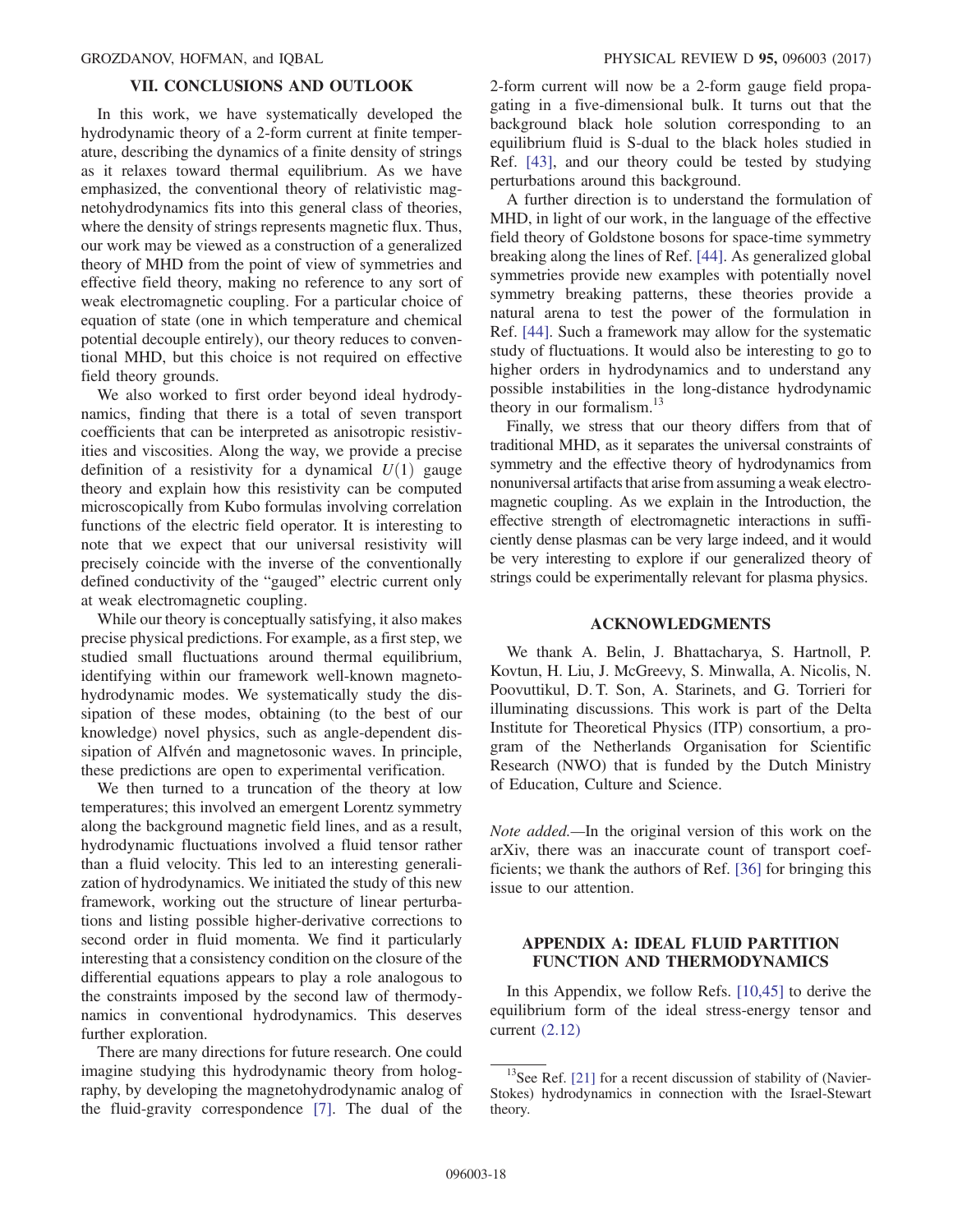## VII. CONCLUSIONS AND OUTLOOK

In this work, we have systematically developed the hydrodynamic theory of a 2-form current at finite temperature, describing the dynamics of a finite density of strings as it relaxes toward thermal equilibrium. As we have emphasized, the conventional theory of relativistic magnetohydrodynamics fits into this general class of theories, where the density of strings represents magnetic flux. Thus, our work may be viewed as a construction of a generalized theory of MHD from the point of view of symmetries and effective field theory, making no reference to any sort of weak electromagnetic coupling. For a particular choice of equation of state (one in which temperature and chemical potential decouple entirely), our theory reduces to conventional MHD, but this choice is not required on effective field theory grounds.

We also worked to first order beyond ideal hydrodynamics, finding that there is a total of seven transport coefficients that can be interpreted as anisotropic resistivities and viscosities. Along the way, we provide a precise definition of a resistivity for a dynamical $U(1)$ gauge theory and explain how this resistivity can be computed microscopically from Kubo formulas involving correlation functions of the electric field operator. It is interesting to note that we expect that our universal resistivity will precisely coincide with the inverse of the conventionally defined conductivity of the "gauged" electric current only at weak electromagnetic coupling.

While our theory is conceptually satisfying, it also makes precise physical predictions. For example, as a first step, we studied small fluctuations around thermal equilibrium, identifying within our framework well-known magnetohydrodynamic modes. We systematically study the dissipation of these modes, obtaining (to the best of our knowledge) novel physics, such as angle-dependent dissipation of Alfvén and magnetosonic waves. In principle, these predictions are open to experimental verification.

We then turned to a truncation of the theory at low temperatures; this involved an emergent Lorentz symmetry along the background magnetic field lines, and as a result, hydrodynamic fluctuations involved a fluid tensor rather than a fluid velocity. This led to an interesting generalization of hydrodynamics. We initiated the study of this new framework, working out the structure of linear perturbations and listing possible higher-derivative corrections to second order in fluid momenta. We find it particularly interesting that a consistency condition on the closure of the differential equations appears to play a role analogous to the constraints imposed by the second law of thermodynamics in conventional hydrodynamics. This deserves further exploration.

There are many directions for future research. One could imagine studying this hydrodynamic theory from holography, by developing the magnetohydrodynamic analog of the fluid-gravity correspondence [7]. The dual of the 2-form current will now be a 2-form gauge field propagating in a five-dimensional bulk. It turns out that the background black hole solution corresponding to an equilibrium fluid is S-dual to the black holes studied in Ref. [43], and our theory could be tested by studying perturbations around this background.

A further direction is to understand the formulation of MHD, in light of our work, in the language of the effective field theory of Goldstone bosons for space-time symmetry breaking along the lines of Ref. [44]. As generalized global symmetries provide new examples with potentially novel symmetry breaking patterns, these theories provide a natural arena to test the power of the formulation in Ref. [44]. Such a framework may allow for the systematic study of fluctuations. It would also be interesting to go to higher orders in hydrodynamics and to understand any possible instabilities in the long-distance hydrodynamic theory in our formalism.[13]

Finally, we stress that our theory differs from that of traditional MHD, as it separates the universal constraints of symmetry and the effective theory of hydrodynamics from nonuniversal artifacts that arise from assuming a weak electromagnetic coupling. As we explain in the Introduction, the effective strength of electromagnetic interactions in sufficiently dense plasmas can be very large indeed, and it would be very interesting to explore if our generalized theory of strings could be experimentally relevant for plasma physics.

## ACKNOWLEDGMENTS

We thank A. Belin, J. Bhattacharya, S. Hartnoll, P. Kovtun, H. Liu, J. McGreevy, S. Minwalla, A. Nicolis, N. Poovuttikul, D. T. Son, A. Starinets, and G. Torrieri for illuminating discussions. This work is part of the Delta Institute for Theoretical Physics (ITP) consortium, a program of the Netherlands Organisation for Scientific Research (NWO) that is funded by the Dutch Ministry of Education, Culture and Science.

*Note added.*—In the original version of this work on the arXiv, there was an inaccurate count of transport coefficients; we thank the authors of Ref. [36] for bringing this issue to our attention.

## APPENDIX A: IDEAL FLUID PARTITION FUNCTION AND THERMODYNAMICS

In this Appendix, we follow Refs. [10,45] to derive the equilibrium form of the ideal stress-energy tensor and current (2.12)

[13] See Ref. [21] for a recent discussion of stability of (Navier-Stokes) hydrodynamics in connection with the Israel-Stewart theory.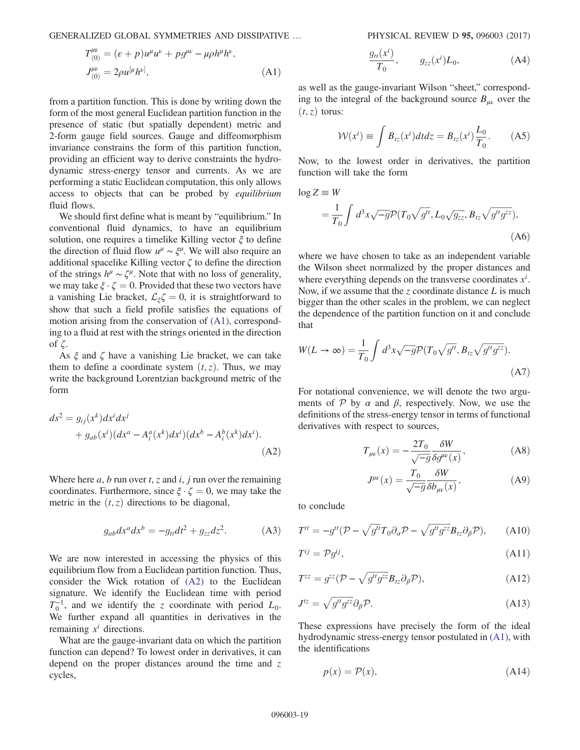$$T^{\mu\nu}_{(0)} = (\varepsilon + p)u^\mu u^\nu + p g^{\mu\nu} - \mu\rho h^\mu h^\nu,$$
$$J^{\mu\nu}_{(0)} = 2\rho u^{[\mu} h^{\nu]}, \tag{A1}$$

from a partition function. This is done by writing down the form of the most general Euclidean partition function in the presence of static (but spatially dependent) metric and 2-form gauge field sources. Gauge and diffeomorphism invariance constrains the form of this partition function, providing an efficient way to derive constraints the hydrodynamic stress-energy tensor and currents. As we are performing a static Euclidean computation, this only allows access to objects that can be probed by *equilibrium* fluid flows.

We should first define what is meant by "equilibrium." In conventional fluid dynamics, to have an equilibrium solution, one requires a timelike Killing vector $\xi$ to define the direction of fluid flow $u^\mu \sim \xi^\mu$. We will also require an additional spacelike Killing vector $\zeta$ to define the direction of the strings $h^\mu \sim \zeta^\mu$. Note that with no loss of generality, we may take $\xi \cdot \zeta = 0$. Provided that these two vectors have a vanishing Lie bracket, $\mathcal{L}_\xi \zeta = 0$, it is straightforward to show that such a field profile satisfies the equations of motion arising from the conservation of (A1), corresponding to a fluid at rest with the strings oriented in the direction of $\zeta$.

As $\xi$ and $\zeta$ have a vanishing Lie bracket, we can take them to define a coordinate system $(t, z)$. Thus, we may write the background Lorentzian background metric of the form

$$ds^2 = g_{ij}(x^k)dx^i dx^j + g_{ab}(x^i)(dx^a - A^a_i(x^k)dx^i)(dx^b - A^b_i(x^k)dx^i). \tag{A2}$$

Where here $a$, $b$ run over $t$, $z$ and $i$, $j$ run over the remaining coordinates. Furthermore, since $\xi \cdot \zeta = 0$, we may take the metric in the $(t, z)$ directions to be diagonal,

$$g_{ab}dx^a dx^b = -g_{tt}dt^2 + g_{zz}dz^2. \tag{A3}$$

We are now interested in accessing the physics of this equilibrium flow from a Euclidean partition function. Thus, consider the Wick rotation of (A2) to the Euclidean signature. We identify the Euclidean time with period $T_0^{-1}$, and we identify the $z$ coordinate with period $L_0$. We further expand all quantities in derivatives in the remaining $x^i$ directions.

What are the gauge-invariant data on which the partition function can depend? To lowest order in derivatives, it can depend on the proper distances around the time and $z$ cycles,

$$\frac{g_{tt}(x^i)}{T_0}, \qquad g_{zz}(x^i)L_0, \tag{A4}$$

as well as the gauge-invariant Wilson "sheet," corresponding to the integral of the background source $B_{\mu\nu}$ over the $(t, z)$ torus:

$$\mathcal{W}(x^i) \equiv \int B_{tz}(x^i)dt dz = B_{tz}(x^i)\frac{L_0}{T_0}. \tag{A5}$$

Now, to the lowest order in derivatives, the partition function will take the form

$$\log Z \equiv W = \frac{1}{T_0}\int d^3x\sqrt{-g}\mathcal{P}(T_0\sqrt{g^{tt}}, L_0\sqrt{g_{zz}}, B_{tz}\sqrt{g^{tt}g^{zz}}), \tag{A6}$$

where we have chosen to take as an independent variable the Wilson sheet normalized by the proper distances and where everything depends on the transverse coordinates $x^i$. Now, if we assume that the $z$ coordinate distance $L$ is much bigger than the other scales in the problem, we can neglect the dependence of the partition function on it and conclude that

$$W(L \to \infty) = \frac{1}{T_0}\int d^3x\sqrt{-g}\mathcal{P}(T_0\sqrt{g^{tt}}, B_{tz}\sqrt{g^{tt}g^{zz}}). \tag{A7}$$

For notational convenience, we will denote the two arguments of $\mathcal{P}$ by $\alpha$ and $\beta$, respectively. Now, we use the definitions of the stress-energy tensor in terms of functional derivatives with respect to sources,

$$T_{\mu\nu}(x) = -\frac{2T_0}{\sqrt{-g}}\frac{\delta W}{\delta g^{\mu\nu}(x)}, \tag{A8}$$

$$J^{\mu\nu}(x) = \frac{T_0}{\sqrt{-g}}\frac{\delta W}{\delta b_{\mu\nu}(x)}, \tag{A9}$$

to conclude

$$T^{tt} = -g^{tt}(\mathcal{P} - \sqrt{g^{tt}}T_0\partial_\alpha\mathcal{P} - \sqrt{g^{tt}g^{zz}}B_{tz}\partial_\beta\mathcal{P}), \tag{A10}$$

$$T^{ij} = \mathcal{P}g^{ij}, \tag{A11}$$

$$T^{zz} = g^{zz}(\mathcal{P} - \sqrt{g^{tt}g^{zz}}B_{tz}\partial_\beta\mathcal{P}), \tag{A12}$$

$$J^{tz} = \sqrt{g^{tt}g^{zz}}\partial_\beta\mathcal{P}. \tag{A13}$$

These expressions have precisely the form of the ideal hydrodynamic stress-energy tensor postulated in (A1), with the identifications

$$p(x) = \mathcal{P}(x), \tag{A14}$$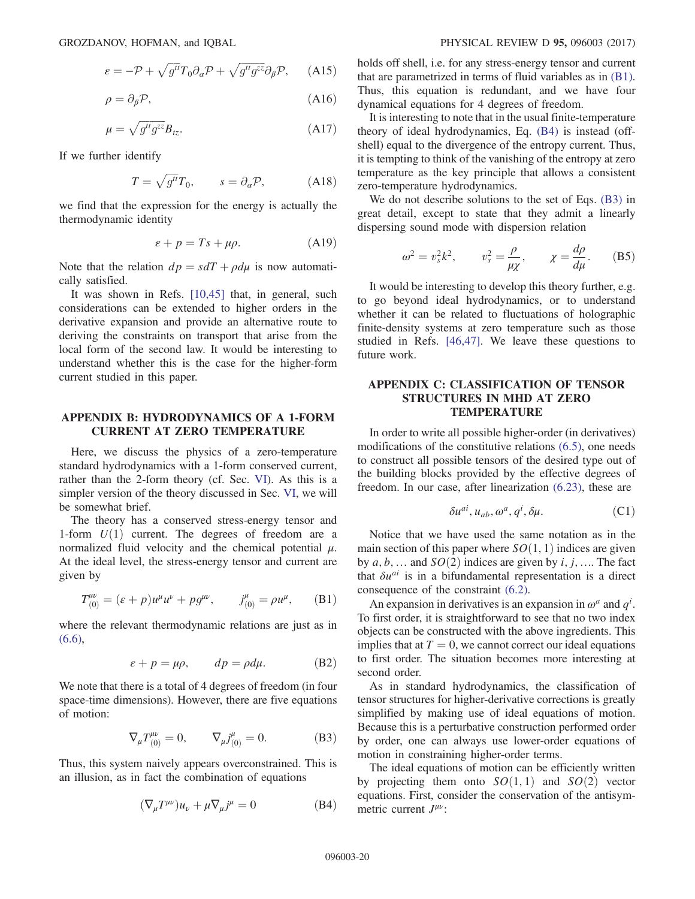$$\varepsilon = -\mathcal{P} + \sqrt{g^{tt}}T_0\partial_\alpha\mathcal{P} + \sqrt{g^{tt}g^{zz}}\partial_\beta\mathcal{P}, \qquad \text{(A15)}$$

$$\rho = \partial_\beta\mathcal{P}, \qquad \text{(A16)}$$

$$\mu = \sqrt{g^{tt}g^{zz}}B_{tz}. \qquad \text{(A17)}$$

If we further identify

$$T = \sqrt{g^{tt}}T_0, \qquad s = \partial_\alpha\mathcal{P}, \qquad \text{(A18)}$$

we find that the expression for the energy is actually the thermodynamic identity

$$\varepsilon + p = Ts + \mu\rho. \qquad \text{(A19)}$$

Note that the relation $dp = sdT + \rho d\mu$ is now automatically satisfied.

It was shown in Refs. [10,45] that, in general, such considerations can be extended to higher orders in the derivative expansion and provide an alternative route to deriving the constraints on transport that arise from the local form of the second law. It would be interesting to understand whether this is the case for the higher-form current studied in this paper.

## APPENDIX B: HYDRODYNAMICS OF A 1-FORM CURRENT AT ZERO TEMPERATURE

Here, we discuss the physics of a zero-temperature standard hydrodynamics with a 1-form conserved current, rather than the 2-form theory (cf. Sec. VI). As this is a simpler version of the theory discussed in Sec. VI, we will be somewhat brief.

The theory has a conserved stress-energy tensor and 1-form $U(1)$ current. The degrees of freedom are a normalized fluid velocity and the chemical potential $\mu$. At the ideal level, the stress-energy tensor and current are given by

$$T^{\mu\nu}_{(0)} = (\varepsilon + p)u^\mu u^\nu + pg^{\mu\nu}, \qquad j^\mu_{(0)} = \rho u^\mu, \qquad \text{(B1)}$$

where the relevant thermodynamic relations are just as in (6.6),

$$\varepsilon + p = \mu\rho, \qquad dp = \rho d\mu. \qquad \text{(B2)}$$

We note that there is a total of 4 degrees of freedom (in four space-time dimensions). However, there are five equations of motion:

$$\nabla_\mu T^{\mu\nu}_{(0)} = 0, \qquad \nabla_\mu j^\mu_{(0)} = 0. \qquad \text{(B3)}$$

Thus, this system naively appears overconstrained. This is an illusion, as in fact the combination of equations

$$(\nabla_\mu T^{\mu\nu})u_\nu + \mu\nabla_\mu j^\mu = 0 \qquad \text{(B4)}$$

holds off shell, i.e. for any stress-energy tensor and current that are parametrized in terms of fluid variables as in (B1). Thus, this equation is redundant, and we have four dynamical equations for 4 degrees of freedom.

It is interesting to note that in the usual finite-temperature theory of ideal hydrodynamics, Eq. (B4) is instead (off-shell) equal to the divergence of the entropy current. Thus, it is tempting to think of the vanishing of the entropy at zero temperature as the key principle that allows a consistent zero-temperature hydrodynamics.

We do not describe solutions to the set of Eqs. (B3) in great detail, except to state that they admit a linearly dispersing sound mode with dispersion relation

$$\omega^2 = v_s^2 k^2, \qquad v_s^2 = \frac{\rho}{\mu\chi}, \qquad \chi = \frac{d\rho}{d\mu}. \qquad \text{(B5)}$$

It would be interesting to develop this theory further, e.g. to go beyond ideal hydrodynamics, or to understand whether it can be related to fluctuations of holographic finite-density systems at zero temperature such as those studied in Refs. [46,47]. We leave these questions to future work.

## APPENDIX C: CLASSIFICATION OF TENSOR STRUCTURES IN MHD AT ZERO TEMPERATURE

In order to write all possible higher-order (in derivatives) modifications of the constitutive relations (6.5), one needs to construct all possible tensors of the desired type out of the building blocks provided by the effective degrees of freedom. In our case, after linearization (6.23), these are

$$\delta u^{ai}, u_{ab}, \omega^a, q^i, \delta\mu. \qquad \text{(C1)}$$

Notice that we have used the same notation as in the main section of this paper where $SO(1,1)$ indices are given by $a, b, \ldots$ and $SO(2)$ indices are given by $i, j, \ldots$. The fact that $\delta u^{ai}$ is in a bifundamental representation is a direct consequence of the constraint (6.2).

An expansion in derivatives is an expansion in $\omega^a$ and $q^i$. To first order, it is straightforward to see that no two index objects can be constructed with the above ingredients. This implies that at $T = 0$, we cannot correct our ideal equations to first order. The situation becomes more interesting at second order.

As in standard hydrodynamics, the classification of tensor structures for higher-derivative corrections is greatly simplified by making use of ideal equations of motion. Because this is a perturbative construction performed order by order, one can always use lower-order equations of motion in constraining higher-order terms.

The ideal equations of motion can be efficiently written by projecting them onto $SO(1,1)$ and $SO(2)$ vector equations. First, consider the conservation of the antisymmetric current $J^{\mu\nu}$: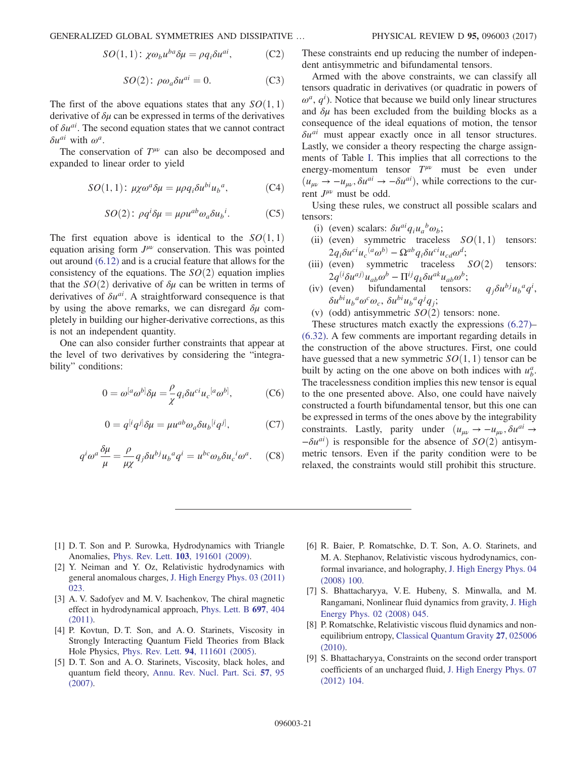$$SO(1,1): \; \chi \omega_b u^{ba} \delta\mu = \rho q_i \delta u^{ai}, \tag{C2}$$

$$SO(2): \; \rho \omega_a \delta u^{ai} = 0. \tag{C3}$$

The first of the above equations states that any $SO(1,1)$ derivative of $\delta\mu$ can be expressed in terms of the derivatives of $\delta u^{ai}$. The second equation states that we cannot contract $\delta u^{ai}$ with $\omega^a$.

The conservation of $T^{\mu\nu}$ can also be decomposed and expanded to linear order to yield

$$SO(1,1): \; \mu \chi \omega^a \delta\mu = \mu \rho q_i \delta u^{bi} {u_b}^a, \tag{C4}$$

$$SO(2): \; \rho q^i \delta\mu = \mu \rho u^{ab} \omega_a \delta {u_b}^i. \tag{C5}$$

The first equation above is identical to the $SO(1,1)$ equation arising form $J^{\mu\nu}$ conservation. This was pointed out around (6.12) and is a crucial feature that allows for the consistency of the equations. The $SO(2)$ equation implies that the $SO(2)$ derivative of $\delta\mu$ can be written in terms of derivatives of $\delta u^{ai}$. A straightforward consequence is that by using the above remarks, we can disregard $\delta\mu$ completely in building our higher-derivative corrections, as this is not an independent quantity.

One can also consider further constraints that appear at the level of two derivatives by considering the "integrability" conditions:

$$0 = \omega^{[a}\omega^{b]}\delta\mu = \frac{\rho}{\chi} q_i \delta u^{ci} {u_c}^{[a}\omega^{b]}, \tag{C6}$$

$$0 = q^{[i}q^{j]}\delta\mu = \mu u^{ab}\omega_a \delta {u_b}^{[i} q^{j]}, \tag{C7}$$

$$q^i \omega^a \frac{\delta\mu}{\mu} = \frac{\rho}{\mu\chi} q_j \delta u^{bj} {u_b}^a q^i = u^{bc}\omega_b \delta {u_c}^i \omega^a. \tag{C8}$$

These constraints end up reducing the number of independent antisymmetric and bifundamental tensors.

Armed with the above constraints, we can classify all tensors quadratic in derivatives (or quadratic in powers of $\omega^a$, $q^i$). Notice that because we build only linear structures and $\delta\mu$ has been excluded from the building blocks as a consequence of the ideal equations of motion, the tensor $\delta u^{ai}$ must appear exactly once in all tensor structures. Lastly, we consider a theory respecting the charge assignments of Table I. This implies that all corrections to the energy-momentum tensor $T^{\mu\nu}$ must be even under $(u_{\mu\nu} \to -u_{\mu\nu}, \delta u^{ai} \to -\delta u^{ai})$, while corrections to the current $J^{\mu\nu}$ must be odd.

Using these rules, we construct all possible scalars and tensors:

- (i) (even) scalars: $\delta u^{ai} q_i {u_a}^b \omega_b$;
- (ii) (even) symmetric traceless $SO(1,1)$ tensors: $2q_i \delta u^{ci} {u_c}^{(a}\omega^{b)} - \Omega^{ab} q_i \delta u^{ci} u_{cd}\omega^d$;
- (iii) (even) symmetric traceless $SO(2)$ tensors: $2q^{(i}\delta u^{aj)} u_{ab}\omega^b - \Pi^{ij} q_k \delta u^{ak} u_{ab}\omega^b$;
- (iv) (even) bifundamental tensors: $q_j \delta u^{bj} {u_b}^a q^i$, $\delta u^{bi} {u_b}^a \omega^c \omega_c$, $\delta u^{bi} {u_b}^a q^j q_j$;
- (v) (odd) antisymmetric $SO(2)$ tensors: none.

These structures match exactly the expressions (6.27)–(6.32). A few comments are important regarding details in the construction of the above structures. First, one could have guessed that a new symmetric $SO(1,1)$ tensor can be built by acting on the one above on both indices with $u^a_b$. The tracelessness condition implies this new tensor is equal to the one presented above. Also, one could have naively constructed a fourth bifundamental tensor, but this one can be expressed in terms of the ones above by the integrability constraints. Lastly, parity under $(u_{\mu\nu} \to -u_{\mu\nu}, \delta u^{ai} \to -\delta u^{ai})$ is responsible for the absence of $SO(2)$ antisymmetric tensors. Even if the parity condition were to be relaxed, the constraints would still prohibit this structure.

---

[1] D. T. Son and P. Surowka, Hydrodynamics with Triangle Anomalies, Phys. Rev. Lett. **103**, 191601 (2009).

[2] Y. Neiman and Y. Oz, Relativistic hydrodynamics with general anomalous charges, J. High Energy Phys. 03 (2011) 023.

[3] A. V. Sadofyev and M. V. Isachenkov, The chiral magnetic effect in hydrodynamical approach, Phys. Lett. B **697**, 404 (2011).

[4] P. Kovtun, D. T. Son, and A. O. Starinets, Viscosity in Strongly Interacting Quantum Field Theories from Black Hole Physics, Phys. Rev. Lett. **94**, 111601 (2005).

[5] D. T. Son and A. O. Starinets, Viscosity, black holes, and quantum field theory, Annu. Rev. Nucl. Part. Sci. **57**, 95 (2007).

[6] R. Baier, P. Romatschke, D. T. Son, A. O. Starinets, and M. A. Stephanov, Relativistic viscous hydrodynamics, conformal invariance, and holography, J. High Energy Phys. 04 (2008) 100.

[7] S. Bhattacharyya, V. E. Hubeny, S. Minwalla, and M. Rangamani, Nonlinear fluid dynamics from gravity, J. High Energy Phys. 02 (2008) 045.

[8] P. Romatschke, Relativistic viscous fluid dynamics and non-equilibrium entropy, Classical Quantum Gravity **27**, 025006 (2010).

[9] S. Bhattacharyya, Constraints on the second order transport coefficients of an uncharged fluid, J. High Energy Phys. 07 (2012) 104.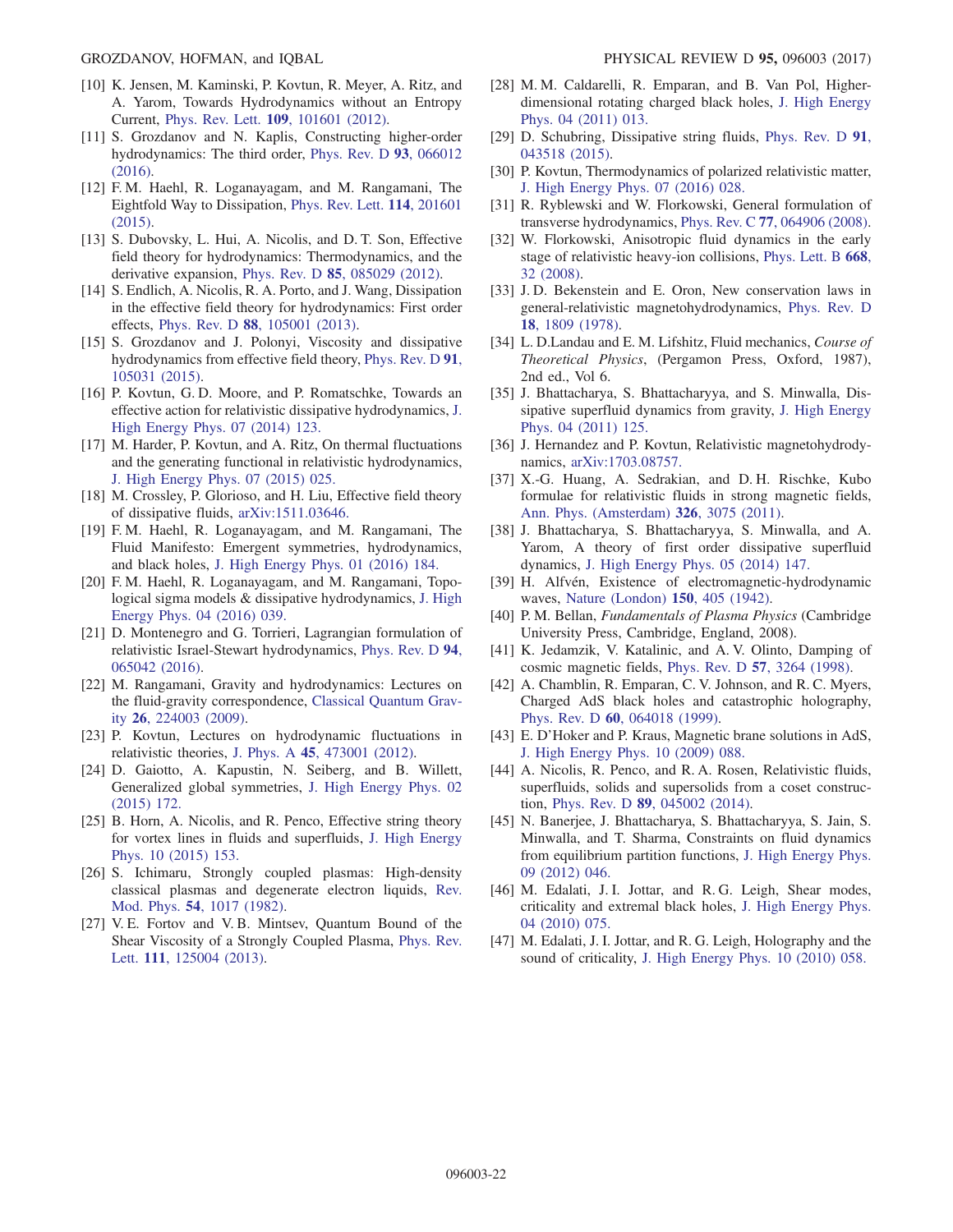[10] K. Jensen, M. Kaminski, P. Kovtun, R. Meyer, A. Ritz, and A. Yarom, Towards Hydrodynamics without an Entropy Current, Phys. Rev. Lett. **109**, 101601 (2012).

[11] S. Grozdanov and N. Kaplis, Constructing higher-order hydrodynamics: The third order, Phys. Rev. D **93**, 066012 (2016).

[12] F. M. Haehl, R. Loganayagam, and M. Rangamani, The Eightfold Way to Dissipation, Phys. Rev. Lett. **114**, 201601 (2015).

[13] S. Dubovsky, L. Hui, A. Nicolis, and D. T. Son, Effective field theory for hydrodynamics: Thermodynamics, and the derivative expansion, Phys. Rev. D **85**, 085029 (2012).

[14] S. Endlich, A. Nicolis, R. A. Porto, and J. Wang, Dissipation in the effective field theory for hydrodynamics: First order effects, Phys. Rev. D **88**, 105001 (2013).

[15] S. Grozdanov and J. Polonyi, Viscosity and dissipative hydrodynamics from effective field theory, Phys. Rev. D **91**, 105031 (2015).

[16] P. Kovtun, G. D. Moore, and P. Romatschke, Towards an effective action for relativistic dissipative hydrodynamics, J. High Energy Phys. 07 (2014) 123.

[17] M. Harder, P. Kovtun, and A. Ritz, On thermal fluctuations and the generating functional in relativistic hydrodynamics, J. High Energy Phys. 07 (2015) 025.

[18] M. Crossley, P. Glorioso, and H. Liu, Effective field theory of dissipative fluids, arXiv:1511.03646.

[19] F. M. Haehl, R. Loganayagam, and M. Rangamani, The Fluid Manifesto: Emergent symmetries, hydrodynamics, and black holes, J. High Energy Phys. 01 (2016) 184.

[20] F. M. Haehl, R. Loganayagam, and M. Rangamani, Topological sigma models & dissipative hydrodynamics, J. High Energy Phys. 04 (2016) 039.

[21] D. Montenegro and G. Torrieri, Lagrangian formulation of relativistic Israel-Stewart hydrodynamics, Phys. Rev. D **94**, 065042 (2016).

[22] M. Rangamani, Gravity and hydrodynamics: Lectures on the fluid-gravity correspondence, Classical Quantum Gravity **26**, 224003 (2009).

[23] P. Kovtun, Lectures on hydrodynamic fluctuations in relativistic theories, J. Phys. A **45**, 473001 (2012).

[24] D. Gaiotto, A. Kapustin, N. Seiberg, and B. Willett, Generalized global symmetries, J. High Energy Phys. 02 (2015) 172.

[25] B. Horn, A. Nicolis, and R. Penco, Effective string theory for vortex lines in fluids and superfluids, J. High Energy Phys. 10 (2015) 153.

[26] S. Ichimaru, Strongly coupled plasmas: High-density classical plasmas and degenerate electron liquids, Rev. Mod. Phys. **54**, 1017 (1982).

[27] V. E. Fortov and V. B. Mintsev, Quantum Bound of the Shear Viscosity of a Strongly Coupled Plasma, Phys. Rev. Lett. **111**, 125004 (2013).

[28] M. M. Caldarelli, R. Emparan, and B. Van Pol, Higher-dimensional rotating charged black holes, J. High Energy Phys. 04 (2011) 013.

[29] D. Schubring, Dissipative string fluids, Phys. Rev. D **91**, 043518 (2015).

[30] P. Kovtun, Thermodynamics of polarized relativistic matter, J. High Energy Phys. 07 (2016) 028.

[31] R. Ryblewski and W. Florkowski, General formulation of transverse hydrodynamics, Phys. Rev. C **77**, 064906 (2008).

[32] W. Florkowski, Anisotropic fluid dynamics in the early stage of relativistic heavy-ion collisions, Phys. Lett. B **668**, 32 (2008).

[33] J. D. Bekenstein and E. Oron, New conservation laws in general-relativistic magnetohydrodynamics, Phys. Rev. D **18**, 1809 (1978).

[34] L. D.Landau and E. M. Lifshitz, Fluid mechanics, *Course of Theoretical Physics*, (Pergamon Press, Oxford, 1987), 2nd ed., Vol 6.

[35] J. Bhattacharya, S. Bhattacharyya, and S. Minwalla, Dissipative superfluid dynamics from gravity, J. High Energy Phys. 04 (2011) 125.

[36] J. Hernandez and P. Kovtun, Relativistic magnetohydrodynamics, arXiv:1703.08757.

[37] X.-G. Huang, A. Sedrakian, and D. H. Rischke, Kubo formulae for relativistic fluids in strong magnetic fields, Ann. Phys. (Amsterdam) **326**, 3075 (2011).

[38] J. Bhattacharya, S. Bhattacharyya, S. Minwalla, and A. Yarom, A theory of first order dissipative superfluid dynamics, J. High Energy Phys. 05 (2014) 147.

[39] H. Alfvén, Existence of electromagnetic-hydrodynamic waves, Nature (London) **150**, 405 (1942).

[40] P. M. Bellan, *Fundamentals of Plasma Physics* (Cambridge University Press, Cambridge, England, 2008).

[41] K. Jedamzik, V. Katalinic, and A. V. Olinto, Damping of cosmic magnetic fields, Phys. Rev. D **57**, 3264 (1998).

[42] A. Chamblin, R. Emparan, C. V. Johnson, and R. C. Myers, Charged AdS black holes and catastrophic holography, Phys. Rev. D **60**, 064018 (1999).

[43] E. D'Hoker and P. Kraus, Magnetic brane solutions in AdS, J. High Energy Phys. 10 (2009) 088.

[44] A. Nicolis, R. Penco, and R. A. Rosen, Relativistic fluids, superfluids, solids and supersolids from a coset construction, Phys. Rev. D **89**, 045002 (2014).

[45] N. Banerjee, J. Bhattacharya, S. Bhattacharyya, S. Jain, S. Minwalla, and T. Sharma, Constraints on fluid dynamics from equilibrium partition functions, J. High Energy Phys. 09 (2012) 046.

[46] M. Edalati, J. I. Jottar, and R. G. Leigh, Shear modes, criticality and extremal black holes, J. High Energy Phys. 04 (2010) 075.

[47] M. Edalati, J. I. Jottar, and R. G. Leigh, Holography and the sound of criticality, J. High Energy Phys. 10 (2010) 058.